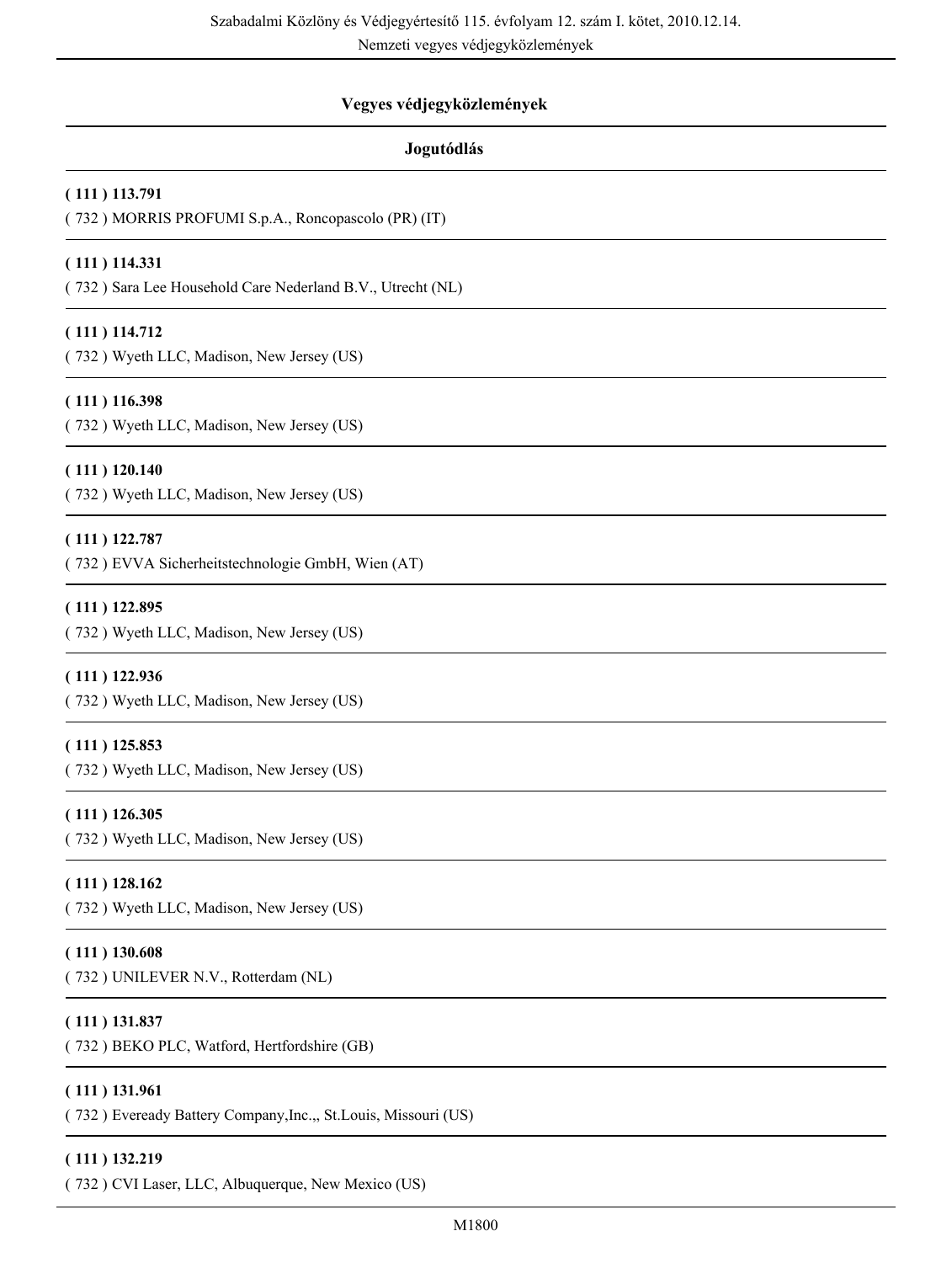## Vegyes védjegyközlemények

### Jogutódlás

**( 111 ) 113.791**
( 732 ) MORRIS PROFUMI S.p.A., Roncopascolo (PR) (IT)

**( 111 ) 114.331**
( 732 ) Sara Lee Household Care Nederland B.V., Utrecht (NL)

**( 111 ) 114.712**
( 732 ) Wyeth LLC, Madison, New Jersey (US)

**( 111 ) 116.398**
( 732 ) Wyeth LLC, Madison, New Jersey (US)

**( 111 ) 120.140**
( 732 ) Wyeth LLC, Madison, New Jersey (US)

**( 111 ) 122.787**
( 732 ) EVVA Sicherheitstechnologie GmbH, Wien (AT)

**( 111 ) 122.895**
( 732 ) Wyeth LLC, Madison, New Jersey (US)

**( 111 ) 122.936**
( 732 ) Wyeth LLC, Madison, New Jersey (US)

**( 111 ) 125.853**
( 732 ) Wyeth LLC, Madison, New Jersey (US)

**( 111 ) 126.305**
( 732 ) Wyeth LLC, Madison, New Jersey (US)

**( 111 ) 128.162**
( 732 ) Wyeth LLC, Madison, New Jersey (US)

**( 111 ) 130.608**
( 732 ) UNILEVER N.V., Rotterdam (NL)

**( 111 ) 131.837**
( 732 ) BEKO PLC, Watford, Hertfordshire (GB)

**( 111 ) 131.961**
( 732 ) Eveready Battery Company,Inc.,, St.Louis, Missouri (US)

**( 111 ) 132.219**
( 732 ) CVI Laser, LLC, Albuquerque, New Mexico (US)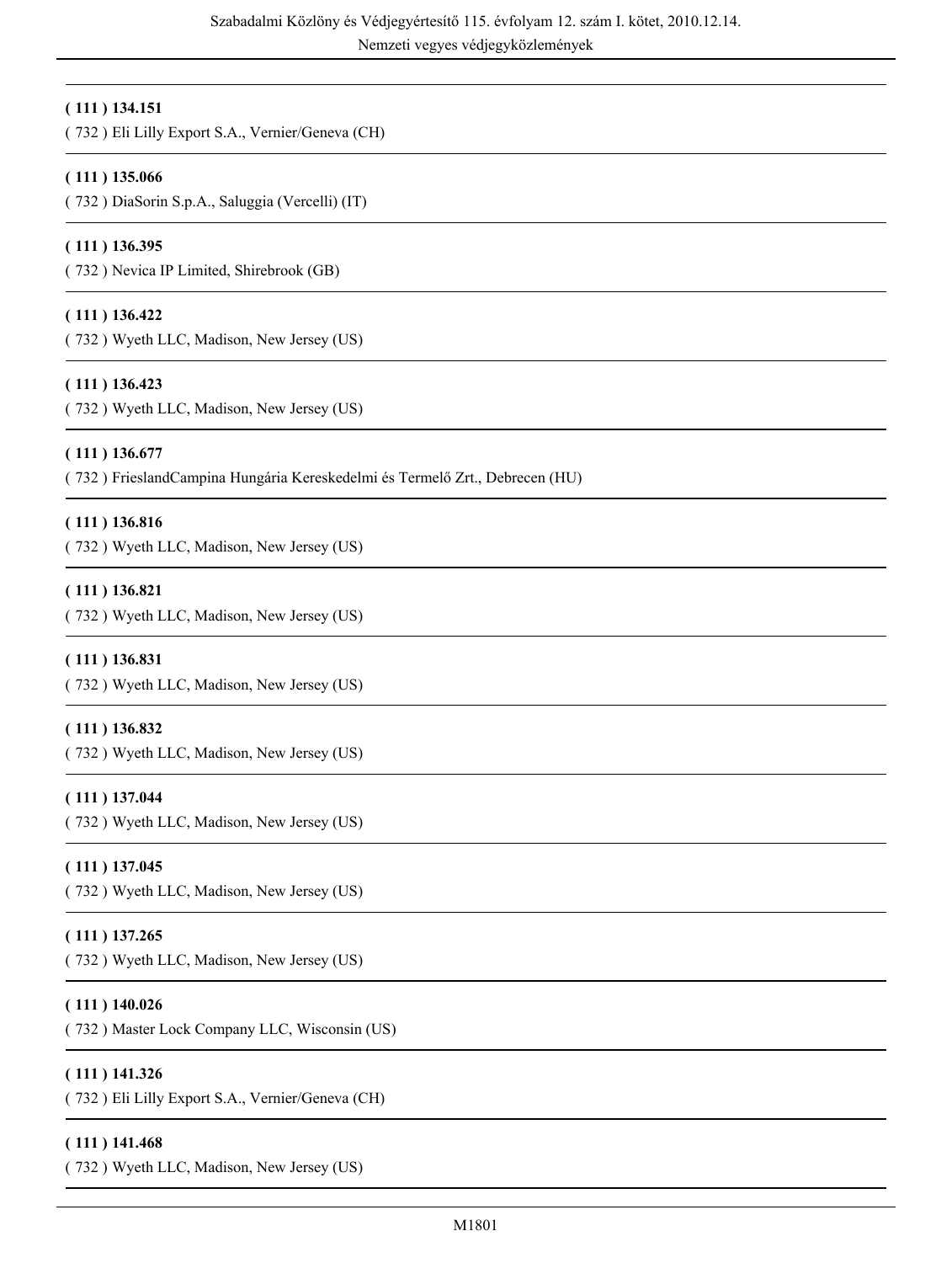**( 111 ) 134.151**

( 732 ) Eli Lilly Export S.A., Vernier/Geneva (CH)

---

**( 111 ) 135.066**

( 732 ) DiaSorin S.p.A., Saluggia (Vercelli) (IT)

---

**( 111 ) 136.395**

( 732 ) Nevica IP Limited, Shirebrook (GB)

---

**( 111 ) 136.422**

( 732 ) Wyeth LLC, Madison, New Jersey (US)

---

**( 111 ) 136.423**

( 732 ) Wyeth LLC, Madison, New Jersey (US)

---

**( 111 ) 136.677**

( 732 ) FrieslandCampina Hungária Kereskedelmi és Termelő Zrt., Debrecen (HU)

---

**( 111 ) 136.816**

( 732 ) Wyeth LLC, Madison, New Jersey (US)

---

**( 111 ) 136.821**

( 732 ) Wyeth LLC, Madison, New Jersey (US)

---

**( 111 ) 136.831**

( 732 ) Wyeth LLC, Madison, New Jersey (US)

---

**( 111 ) 136.832**

( 732 ) Wyeth LLC, Madison, New Jersey (US)

---

**( 111 ) 137.044**

( 732 ) Wyeth LLC, Madison, New Jersey (US)

---

**( 111 ) 137.045**

( 732 ) Wyeth LLC, Madison, New Jersey (US)

---

**( 111 ) 137.265**

( 732 ) Wyeth LLC, Madison, New Jersey (US)

---

**( 111 ) 140.026**

( 732 ) Master Lock Company LLC, Wisconsin (US)

---

**( 111 ) 141.326**

( 732 ) Eli Lilly Export S.A., Vernier/Geneva (CH)

---

**( 111 ) 141.468**

( 732 ) Wyeth LLC, Madison, New Jersey (US)

---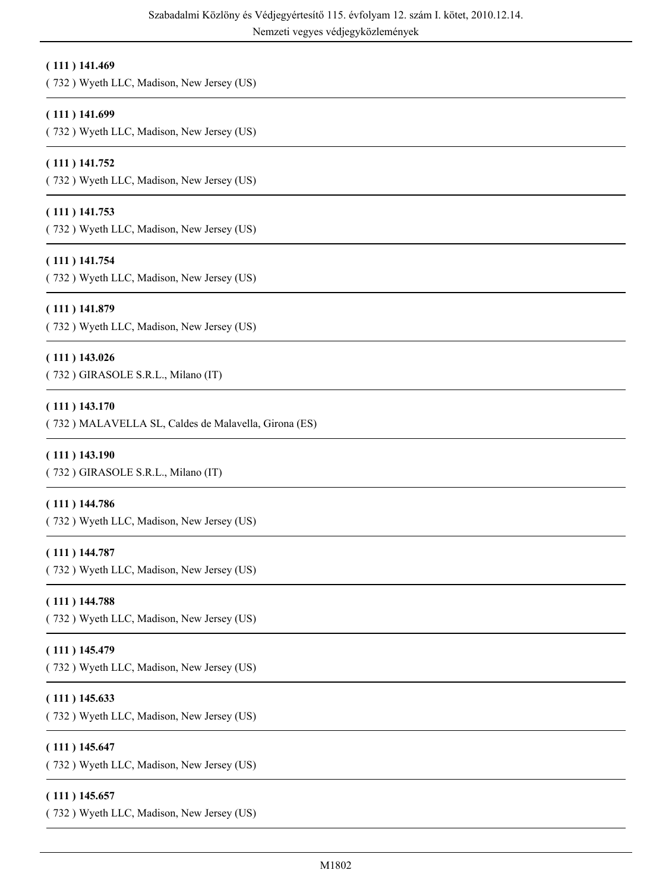**( 111 ) 141.469**

( 732 ) Wyeth LLC, Madison, New Jersey (US)

---

**( 111 ) 141.699**

( 732 ) Wyeth LLC, Madison, New Jersey (US)

---

**( 111 ) 141.752**

( 732 ) Wyeth LLC, Madison, New Jersey (US)

---

**( 111 ) 141.753**

( 732 ) Wyeth LLC, Madison, New Jersey (US)

---

**( 111 ) 141.754**

( 732 ) Wyeth LLC, Madison, New Jersey (US)

---

**( 111 ) 141.879**

( 732 ) Wyeth LLC, Madison, New Jersey (US)

---

**( 111 ) 143.026**

( 732 ) GIRASOLE S.R.L., Milano (IT)

---

**( 111 ) 143.170**

( 732 ) MALAVELLA SL, Caldes de Malavella, Girona (ES)

---

**( 111 ) 143.190**

( 732 ) GIRASOLE S.R.L., Milano (IT)

---

**( 111 ) 144.786**

( 732 ) Wyeth LLC, Madison, New Jersey (US)

---

**( 111 ) 144.787**

( 732 ) Wyeth LLC, Madison, New Jersey (US)

---

**( 111 ) 144.788**

( 732 ) Wyeth LLC, Madison, New Jersey (US)

---

**( 111 ) 145.479**

( 732 ) Wyeth LLC, Madison, New Jersey (US)

---

**( 111 ) 145.633**

( 732 ) Wyeth LLC, Madison, New Jersey (US)

---

**( 111 ) 145.647**

( 732 ) Wyeth LLC, Madison, New Jersey (US)

---

**( 111 ) 145.657**

( 732 ) Wyeth LLC, Madison, New Jersey (US)

---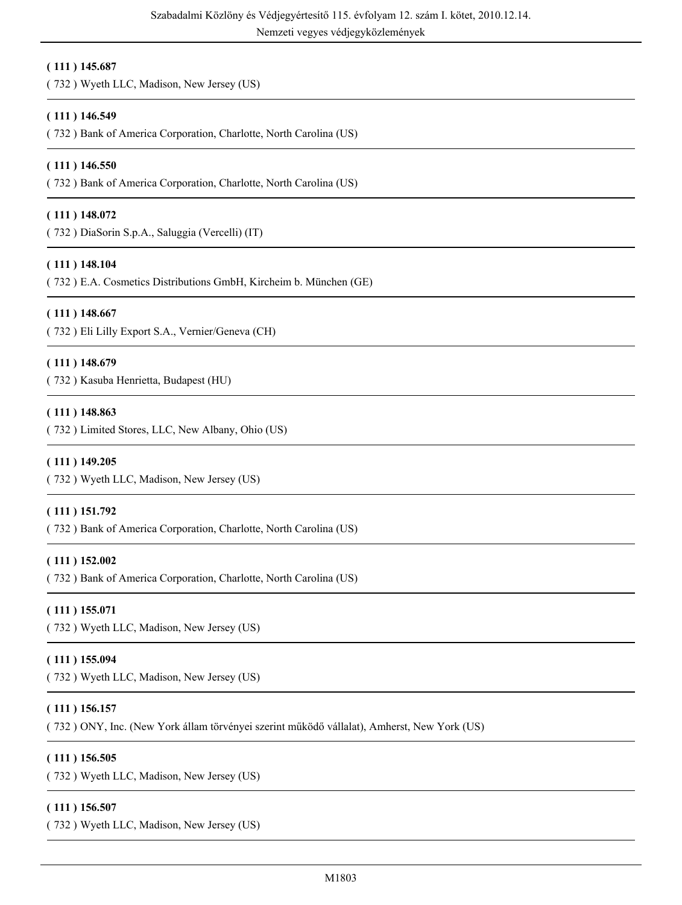**( 111 ) 145.687**

( 732 ) Wyeth LLC, Madison, New Jersey (US)

---

**( 111 ) 146.549**

( 732 ) Bank of America Corporation, Charlotte, North Carolina (US)

---

**( 111 ) 146.550**

( 732 ) Bank of America Corporation, Charlotte, North Carolina (US)

---

**( 111 ) 148.072**

( 732 ) DiaSorin S.p.A., Saluggia (Vercelli) (IT)

---

**( 111 ) 148.104**

( 732 ) E.A. Cosmetics Distributions GmbH, Kircheim b. München (GE)

---

**( 111 ) 148.667**

( 732 ) Eli Lilly Export S.A., Vernier/Geneva (CH)

---

**( 111 ) 148.679**

( 732 ) Kasuba Henrietta, Budapest (HU)

---

**( 111 ) 148.863**

( 732 ) Limited Stores, LLC, New Albany, Ohio (US)

---

**( 111 ) 149.205**

( 732 ) Wyeth LLC, Madison, New Jersey (US)

---

**( 111 ) 151.792**

( 732 ) Bank of America Corporation, Charlotte, North Carolina (US)

---

**( 111 ) 152.002**

( 732 ) Bank of America Corporation, Charlotte, North Carolina (US)

---

**( 111 ) 155.071**

( 732 ) Wyeth LLC, Madison, New Jersey (US)

---

**( 111 ) 155.094**

( 732 ) Wyeth LLC, Madison, New Jersey (US)

---

**( 111 ) 156.157**

( 732 ) ONY, Inc. (New York állam törvényei szerint működő vállalat), Amherst, New York (US)

---

**( 111 ) 156.505**

( 732 ) Wyeth LLC, Madison, New Jersey (US)

---

**( 111 ) 156.507**

( 732 ) Wyeth LLC, Madison, New Jersey (US)

---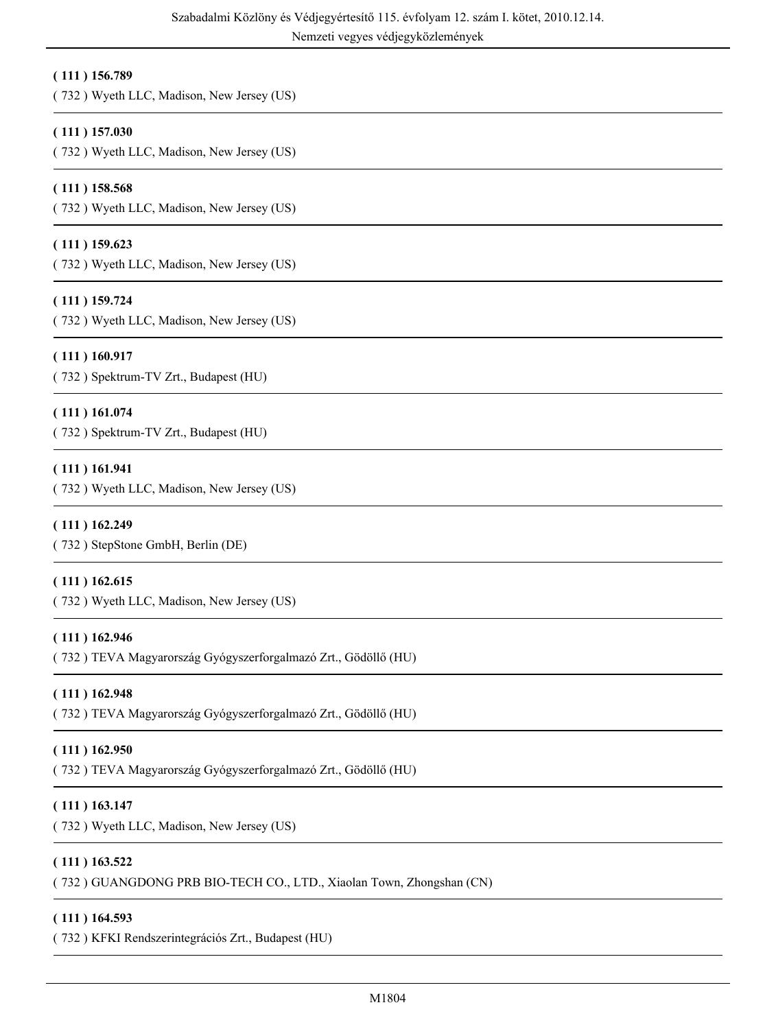**( 111 ) 156.789**

( 732 ) Wyeth LLC, Madison, New Jersey (US)

---

**( 111 ) 157.030**

( 732 ) Wyeth LLC, Madison, New Jersey (US)

---

**( 111 ) 158.568**

( 732 ) Wyeth LLC, Madison, New Jersey (US)

---

**( 111 ) 159.623**

( 732 ) Wyeth LLC, Madison, New Jersey (US)

---

**( 111 ) 159.724**

( 732 ) Wyeth LLC, Madison, New Jersey (US)

---

**( 111 ) 160.917**

( 732 ) Spektrum-TV Zrt., Budapest (HU)

---

**( 111 ) 161.074**

( 732 ) Spektrum-TV Zrt., Budapest (HU)

---

**( 111 ) 161.941**

( 732 ) Wyeth LLC, Madison, New Jersey (US)

---

**( 111 ) 162.249**

( 732 ) StepStone GmbH, Berlin (DE)

---

**( 111 ) 162.615**

( 732 ) Wyeth LLC, Madison, New Jersey (US)

---

**( 111 ) 162.946**

( 732 ) TEVA Magyarország Gyógyszerforgalmazó Zrt., Gödöllő (HU)

---

**( 111 ) 162.948**

( 732 ) TEVA Magyarország Gyógyszerforgalmazó Zrt., Gödöllő (HU)

---

**( 111 ) 162.950**

( 732 ) TEVA Magyarország Gyógyszerforgalmazó Zrt., Gödöllő (HU)

---

**( 111 ) 163.147**

( 732 ) Wyeth LLC, Madison, New Jersey (US)

---

**( 111 ) 163.522**

( 732 ) GUANGDONG PRB BIO-TECH CO., LTD., Xiaolan Town, Zhongshan (CN)

---

**( 111 ) 164.593**

( 732 ) KFKI Rendszerintegrációs Zrt., Budapest (HU)

---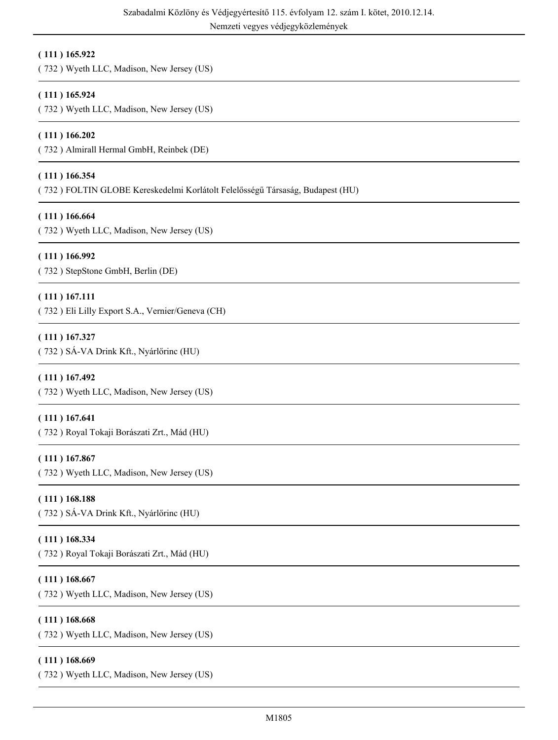**( 111 ) 165.922**
( 732 ) Wyeth LLC, Madison, New Jersey (US)

---

**( 111 ) 165.924**
( 732 ) Wyeth LLC, Madison, New Jersey (US)

---

**( 111 ) 166.202**
( 732 ) Almirall Hermal GmbH, Reinbek (DE)

---

**( 111 ) 166.354**
( 732 ) FOLTIN GLOBE Kereskedelmi Korlátolt Felelősségű Társaság, Budapest (HU)

---

**( 111 ) 166.664**
( 732 ) Wyeth LLC, Madison, New Jersey (US)

---

**( 111 ) 166.992**
( 732 ) StepStone GmbH, Berlin (DE)

---

**( 111 ) 167.111**
( 732 ) Eli Lilly Export S.A., Vernier/Geneva (CH)

---

**( 111 ) 167.327**
( 732 ) SÁ-VA Drink Kft., Nyárlőrinc (HU)

---

**( 111 ) 167.492**
( 732 ) Wyeth LLC, Madison, New Jersey (US)

---

**( 111 ) 167.641**
( 732 ) Royal Tokaji Borászati Zrt., Mád (HU)

---

**( 111 ) 167.867**
( 732 ) Wyeth LLC, Madison, New Jersey (US)

---

**( 111 ) 168.188**
( 732 ) SÁ-VA Drink Kft., Nyárlőrinc (HU)

---

**( 111 ) 168.334**
( 732 ) Royal Tokaji Borászati Zrt., Mád (HU)

---

**( 111 ) 168.667**
( 732 ) Wyeth LLC, Madison, New Jersey (US)

---

**( 111 ) 168.668**
( 732 ) Wyeth LLC, Madison, New Jersey (US)

---

**( 111 ) 168.669**
( 732 ) Wyeth LLC, Madison, New Jersey (US)

---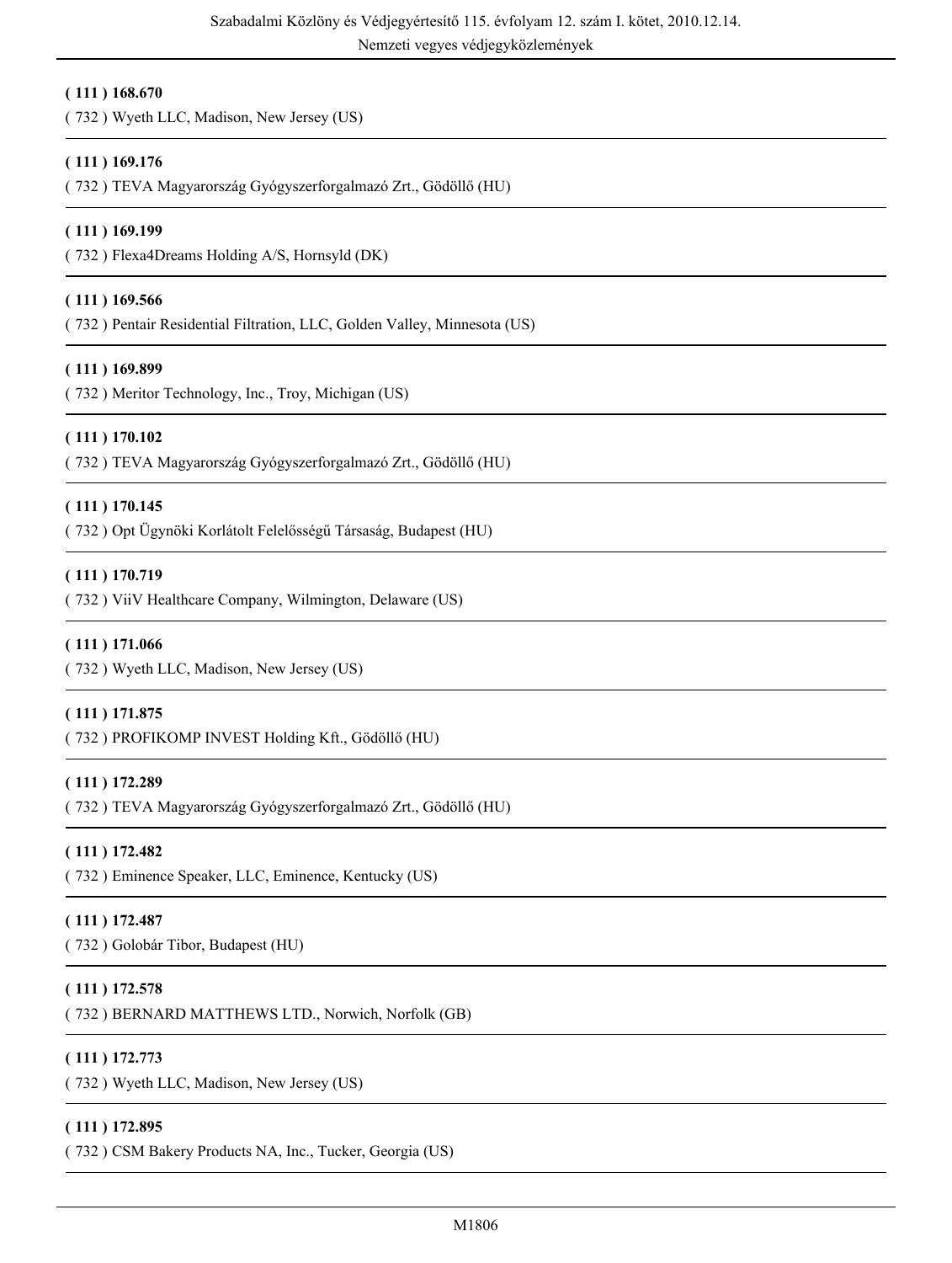**( 111 ) 168.670**

( 732 ) Wyeth LLC, Madison, New Jersey (US)

---

**( 111 ) 169.176**

( 732 ) TEVA Magyarország Gyógyszerforgalmazó Zrt., Gödöllő (HU)

---

**( 111 ) 169.199**

( 732 ) Flexa4Dreams Holding A/S, Hornsyld (DK)

---

**( 111 ) 169.566**

( 732 ) Pentair Residential Filtration, LLC, Golden Valley, Minnesota (US)

---

**( 111 ) 169.899**

( 732 ) Meritor Technology, Inc., Troy, Michigan (US)

---

**( 111 ) 170.102**

( 732 ) TEVA Magyarország Gyógyszerforgalmazó Zrt., Gödöllő (HU)

---

**( 111 ) 170.145**

( 732 ) Opt Ügynöki Korlátolt Felelősségű Társaság, Budapest (HU)

---

**( 111 ) 170.719**

( 732 ) ViiV Healthcare Company, Wilmington, Delaware (US)

---

**( 111 ) 171.066**

( 732 ) Wyeth LLC, Madison, New Jersey (US)

---

**( 111 ) 171.875**

( 732 ) PROFIKOMP INVEST Holding Kft., Gödöllő (HU)

---

**( 111 ) 172.289**

( 732 ) TEVA Magyarország Gyógyszerforgalmazó Zrt., Gödöllő (HU)

---

**( 111 ) 172.482**

( 732 ) Eminence Speaker, LLC, Eminence, Kentucky (US)

---

**( 111 ) 172.487**

( 732 ) Golobár Tibor, Budapest (HU)

---

**( 111 ) 172.578**

( 732 ) BERNARD MATTHEWS LTD., Norwich, Norfolk (GB)

---

**( 111 ) 172.773**

( 732 ) Wyeth LLC, Madison, New Jersey (US)

---

**( 111 ) 172.895**

( 732 ) CSM Bakery Products NA, Inc., Tucker, Georgia (US)

---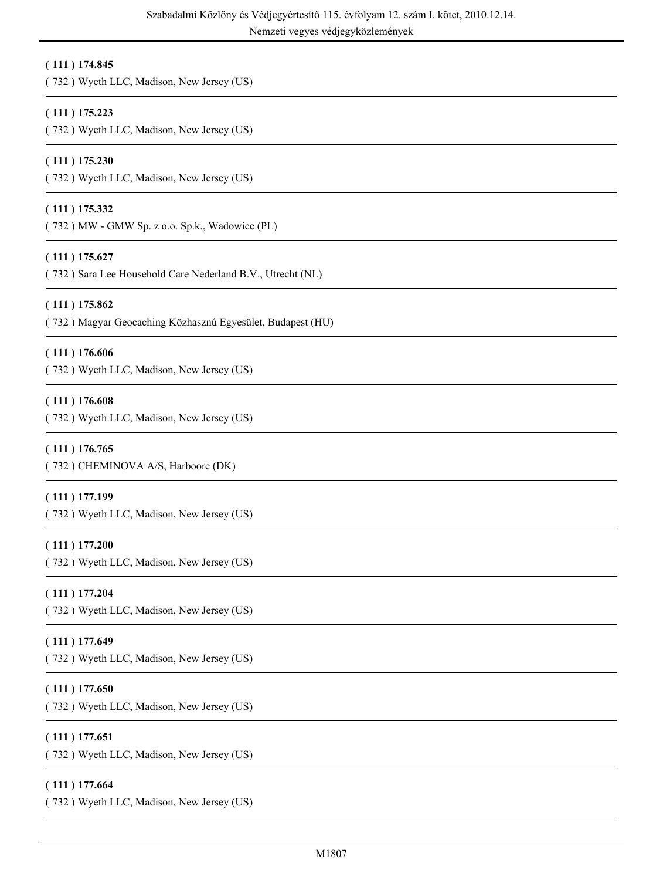**( 111 ) 174.845**

( 732 ) Wyeth LLC, Madison, New Jersey (US)

---

**( 111 ) 175.223**

( 732 ) Wyeth LLC, Madison, New Jersey (US)

---

**( 111 ) 175.230**

( 732 ) Wyeth LLC, Madison, New Jersey (US)

---

**( 111 ) 175.332**

( 732 ) MW - GMW Sp. z o.o. Sp.k., Wadowice (PL)

---

**( 111 ) 175.627**

( 732 ) Sara Lee Household Care Nederland B.V., Utrecht (NL)

---

**( 111 ) 175.862**

( 732 ) Magyar Geocaching Közhasznú Egyesület, Budapest (HU)

---

**( 111 ) 176.606**

( 732 ) Wyeth LLC, Madison, New Jersey (US)

---

**( 111 ) 176.608**

( 732 ) Wyeth LLC, Madison, New Jersey (US)

---

**( 111 ) 176.765**

( 732 ) CHEMINOVA A/S, Harboore (DK)

---

**( 111 ) 177.199**

( 732 ) Wyeth LLC, Madison, New Jersey (US)

---

**( 111 ) 177.200**

( 732 ) Wyeth LLC, Madison, New Jersey (US)

---

**( 111 ) 177.204**

( 732 ) Wyeth LLC, Madison, New Jersey (US)

---

**( 111 ) 177.649**

( 732 ) Wyeth LLC, Madison, New Jersey (US)

---

**( 111 ) 177.650**

( 732 ) Wyeth LLC, Madison, New Jersey (US)

---

**( 111 ) 177.651**

( 732 ) Wyeth LLC, Madison, New Jersey (US)

---

**( 111 ) 177.664**

( 732 ) Wyeth LLC, Madison, New Jersey (US)

---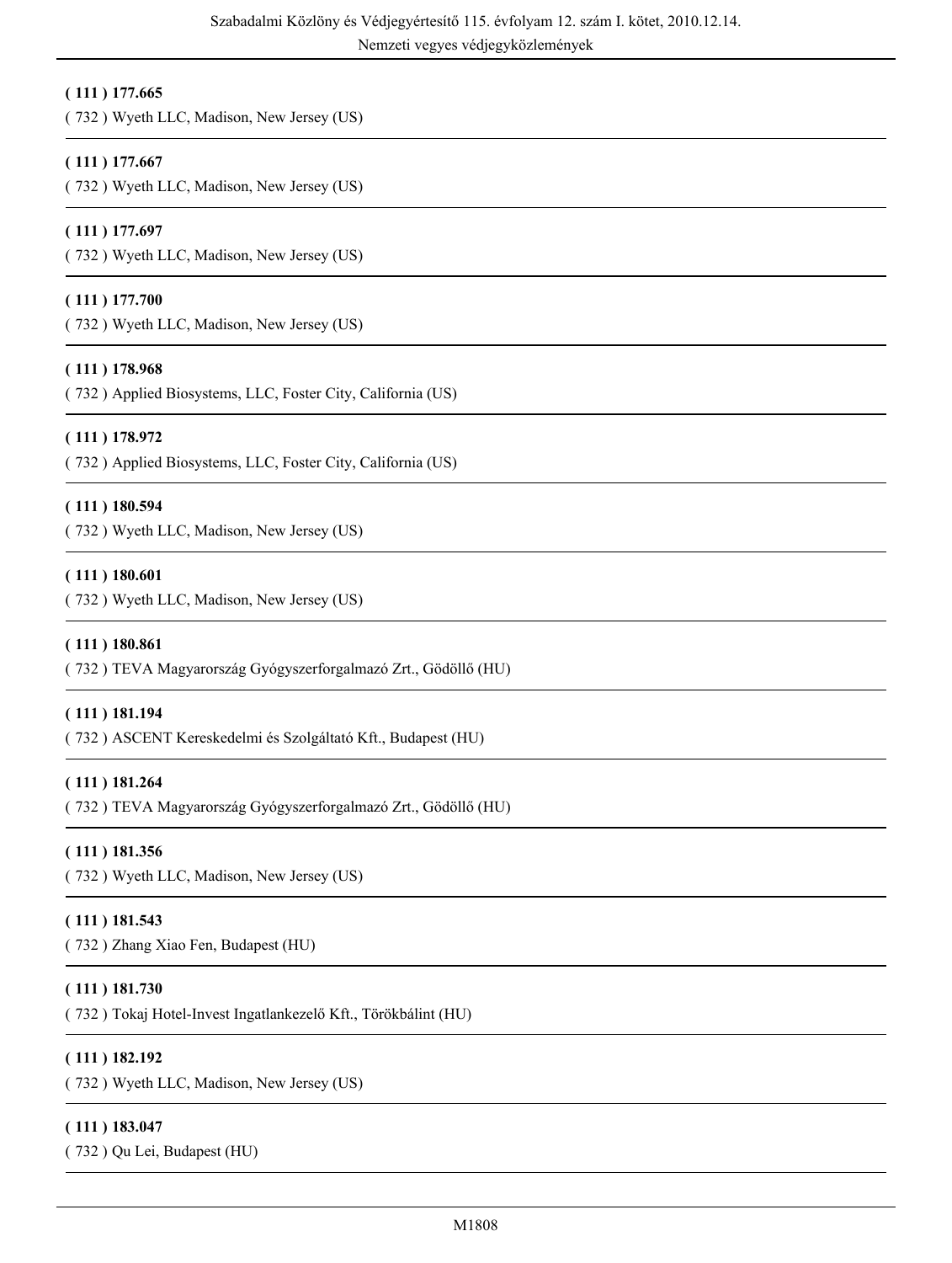**( 111 ) 177.665**

( 732 ) Wyeth LLC, Madison, New Jersey (US)

---

**( 111 ) 177.667**

( 732 ) Wyeth LLC, Madison, New Jersey (US)

---

**( 111 ) 177.697**

( 732 ) Wyeth LLC, Madison, New Jersey (US)

---

**( 111 ) 177.700**

( 732 ) Wyeth LLC, Madison, New Jersey (US)

---

**( 111 ) 178.968**

( 732 ) Applied Biosystems, LLC, Foster City, California (US)

---

**( 111 ) 178.972**

( 732 ) Applied Biosystems, LLC, Foster City, California (US)

---

**( 111 ) 180.594**

( 732 ) Wyeth LLC, Madison, New Jersey (US)

---

**( 111 ) 180.601**

( 732 ) Wyeth LLC, Madison, New Jersey (US)

---

**( 111 ) 180.861**

( 732 ) TEVA Magyarország Gyógyszerforgalmazó Zrt., Gödöllő (HU)

---

**( 111 ) 181.194**

( 732 ) ASCENT Kereskedelmi és Szolgáltató Kft., Budapest (HU)

---

**( 111 ) 181.264**

( 732 ) TEVA Magyarország Gyógyszerforgalmazó Zrt., Gödöllő (HU)

---

**( 111 ) 181.356**

( 732 ) Wyeth LLC, Madison, New Jersey (US)

---

**( 111 ) 181.543**

( 732 ) Zhang Xiao Fen, Budapest (HU)

---

**( 111 ) 181.730**

( 732 ) Tokaj Hotel-Invest Ingatlankezelő Kft., Törökbálint (HU)

---

**( 111 ) 182.192**

( 732 ) Wyeth LLC, Madison, New Jersey (US)

---

**( 111 ) 183.047**

( 732 ) Qu Lei, Budapest (HU)

---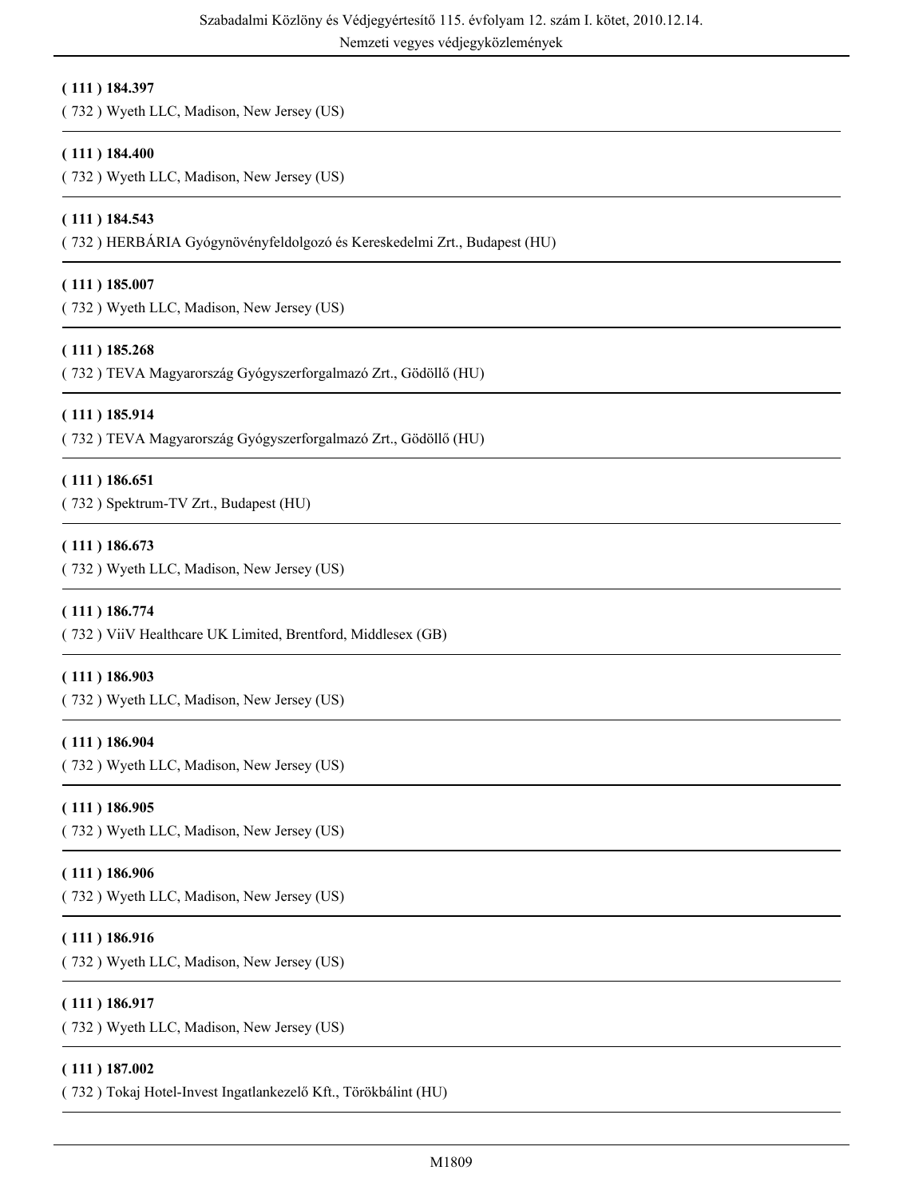**( 111 ) 184.397**

( 732 ) Wyeth LLC, Madison, New Jersey (US)

---

**( 111 ) 184.400**

( 732 ) Wyeth LLC, Madison, New Jersey (US)

---

**( 111 ) 184.543**

( 732 ) HERBÁRIA Gyógynövényfeldolgozó és Kereskedelmi Zrt., Budapest (HU)

---

**( 111 ) 185.007**

( 732 ) Wyeth LLC, Madison, New Jersey (US)

---

**( 111 ) 185.268**

( 732 ) TEVA Magyarország Gyógyszerforgalmazó Zrt., Gödöllő (HU)

---

**( 111 ) 185.914**

( 732 ) TEVA Magyarország Gyógyszerforgalmazó Zrt., Gödöllő (HU)

---

**( 111 ) 186.651**

( 732 ) Spektrum-TV Zrt., Budapest (HU)

---

**( 111 ) 186.673**

( 732 ) Wyeth LLC, Madison, New Jersey (US)

---

**( 111 ) 186.774**

( 732 ) ViiV Healthcare UK Limited, Brentford, Middlesex (GB)

---

**( 111 ) 186.903**

( 732 ) Wyeth LLC, Madison, New Jersey (US)

---

**( 111 ) 186.904**

( 732 ) Wyeth LLC, Madison, New Jersey (US)

---

**( 111 ) 186.905**

( 732 ) Wyeth LLC, Madison, New Jersey (US)

---

**( 111 ) 186.906**

( 732 ) Wyeth LLC, Madison, New Jersey (US)

---

**( 111 ) 186.916**

( 732 ) Wyeth LLC, Madison, New Jersey (US)

---

**( 111 ) 186.917**

( 732 ) Wyeth LLC, Madison, New Jersey (US)

---

**( 111 ) 187.002**

( 732 ) Tokaj Hotel-Invest Ingatlankezelő Kft., Törökbálint (HU)

---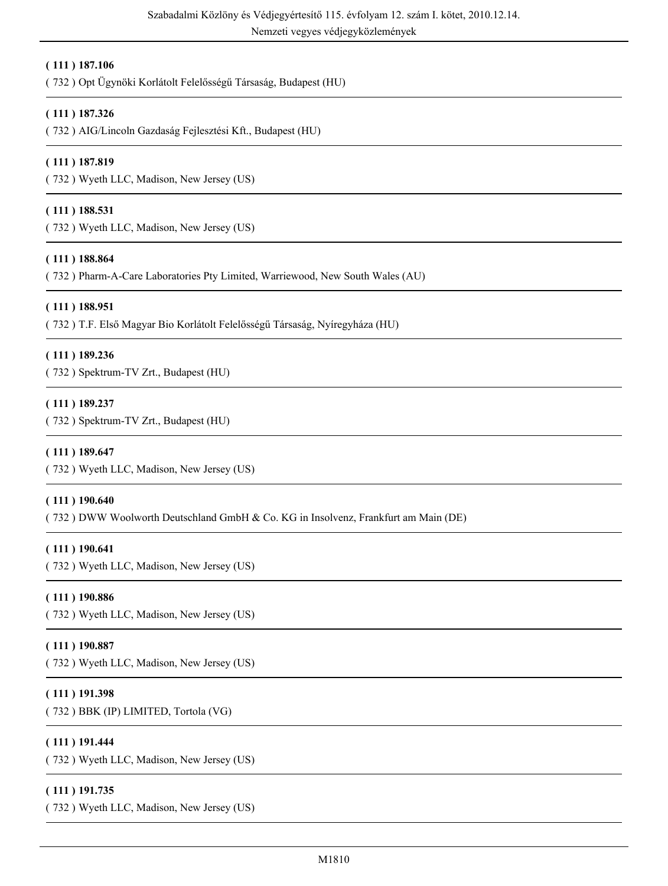**( 111 ) 187.106**

( 732 ) Opt Ügynöki Korlátolt Felelősségű Társaság, Budapest (HU)

---

**( 111 ) 187.326**

( 732 ) AIG/Lincoln Gazdaság Fejlesztési Kft., Budapest (HU)

---

**( 111 ) 187.819**

( 732 ) Wyeth LLC, Madison, New Jersey (US)

---

**( 111 ) 188.531**

( 732 ) Wyeth LLC, Madison, New Jersey (US)

---

**( 111 ) 188.864**

( 732 ) Pharm-A-Care Laboratories Pty Limited, Warriewood, New South Wales (AU)

---

**( 111 ) 188.951**

( 732 ) T.F. Első Magyar Bio Korlátolt Felelősségű Társaság, Nyíregyháza (HU)

---

**( 111 ) 189.236**

( 732 ) Spektrum-TV Zrt., Budapest (HU)

---

**( 111 ) 189.237**

( 732 ) Spektrum-TV Zrt., Budapest (HU)

---

**( 111 ) 189.647**

( 732 ) Wyeth LLC, Madison, New Jersey (US)

---

**( 111 ) 190.640**

( 732 ) DWW Woolworth Deutschland GmbH & Co. KG in Insolvenz, Frankfurt am Main (DE)

---

**( 111 ) 190.641**

( 732 ) Wyeth LLC, Madison, New Jersey (US)

---

**( 111 ) 190.886**

( 732 ) Wyeth LLC, Madison, New Jersey (US)

---

**( 111 ) 190.887**

( 732 ) Wyeth LLC, Madison, New Jersey (US)

---

**( 111 ) 191.398**

( 732 ) BBK (IP) LIMITED, Tortola (VG)

---

**( 111 ) 191.444**

( 732 ) Wyeth LLC, Madison, New Jersey (US)

---

**( 111 ) 191.735**

( 732 ) Wyeth LLC, Madison, New Jersey (US)

---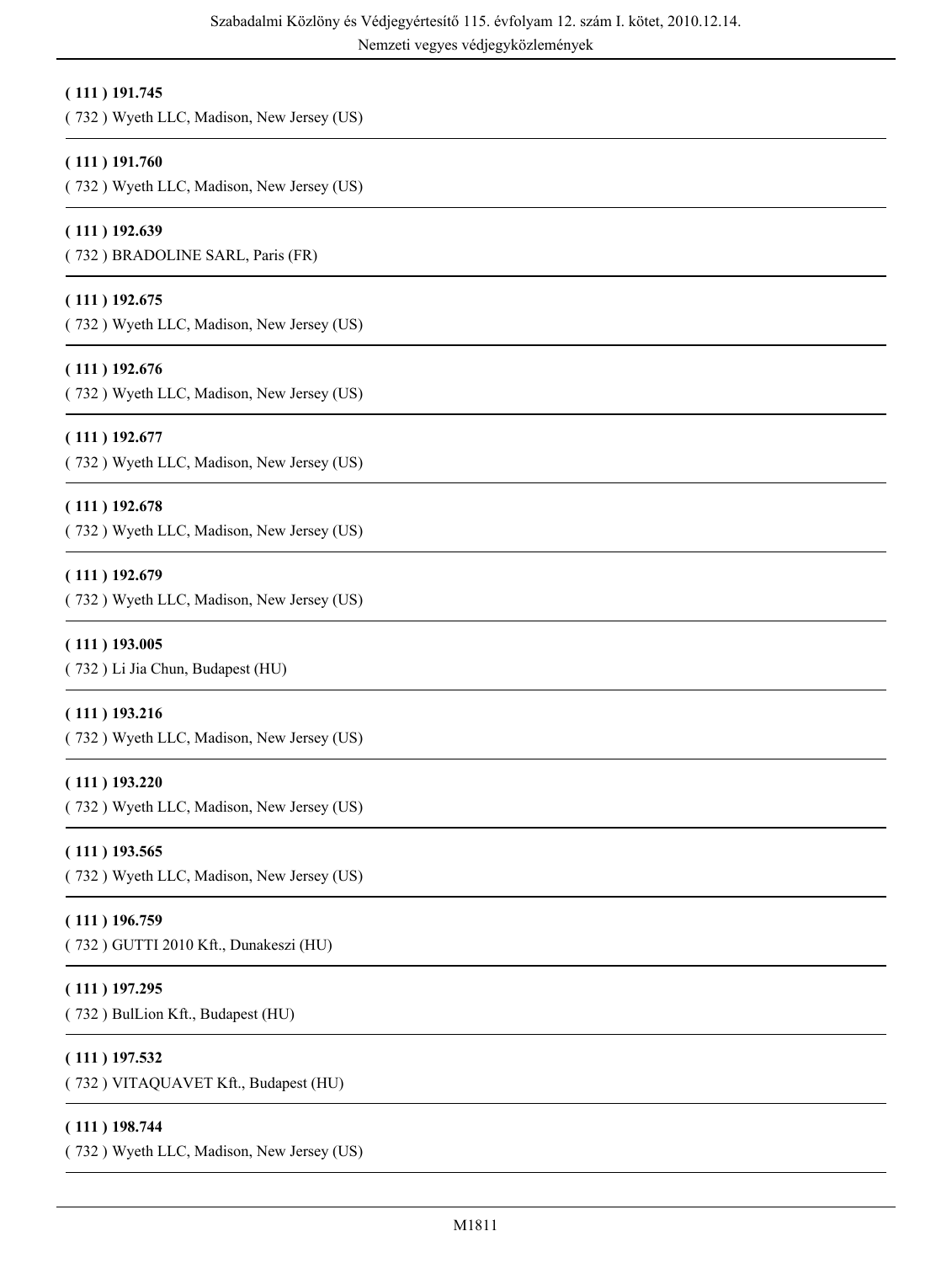**( 111 ) 191.745**
( 732 ) Wyeth LLC, Madison, New Jersey (US)

---

**( 111 ) 191.760**
( 732 ) Wyeth LLC, Madison, New Jersey (US)

---

**( 111 ) 192.639**
( 732 ) BRADOLINE SARL, Paris (FR)

---

**( 111 ) 192.675**
( 732 ) Wyeth LLC, Madison, New Jersey (US)

---

**( 111 ) 192.676**
( 732 ) Wyeth LLC, Madison, New Jersey (US)

---

**( 111 ) 192.677**
( 732 ) Wyeth LLC, Madison, New Jersey (US)

---

**( 111 ) 192.678**
( 732 ) Wyeth LLC, Madison, New Jersey (US)

---

**( 111 ) 192.679**
( 732 ) Wyeth LLC, Madison, New Jersey (US)

---

**( 111 ) 193.005**
( 732 ) Li Jia Chun, Budapest (HU)

---

**( 111 ) 193.216**
( 732 ) Wyeth LLC, Madison, New Jersey (US)

---

**( 111 ) 193.220**
( 732 ) Wyeth LLC, Madison, New Jersey (US)

---

**( 111 ) 193.565**
( 732 ) Wyeth LLC, Madison, New Jersey (US)

---

**( 111 ) 196.759**
( 732 ) GUTTI 2010 Kft., Dunakeszi (HU)

---

**( 111 ) 197.295**
( 732 ) BulLion Kft., Budapest (HU)

---

**( 111 ) 197.532**
( 732 ) VITAQUAVET Kft., Budapest (HU)

---

**( 111 ) 198.744**
( 732 ) Wyeth LLC, Madison, New Jersey (US)

---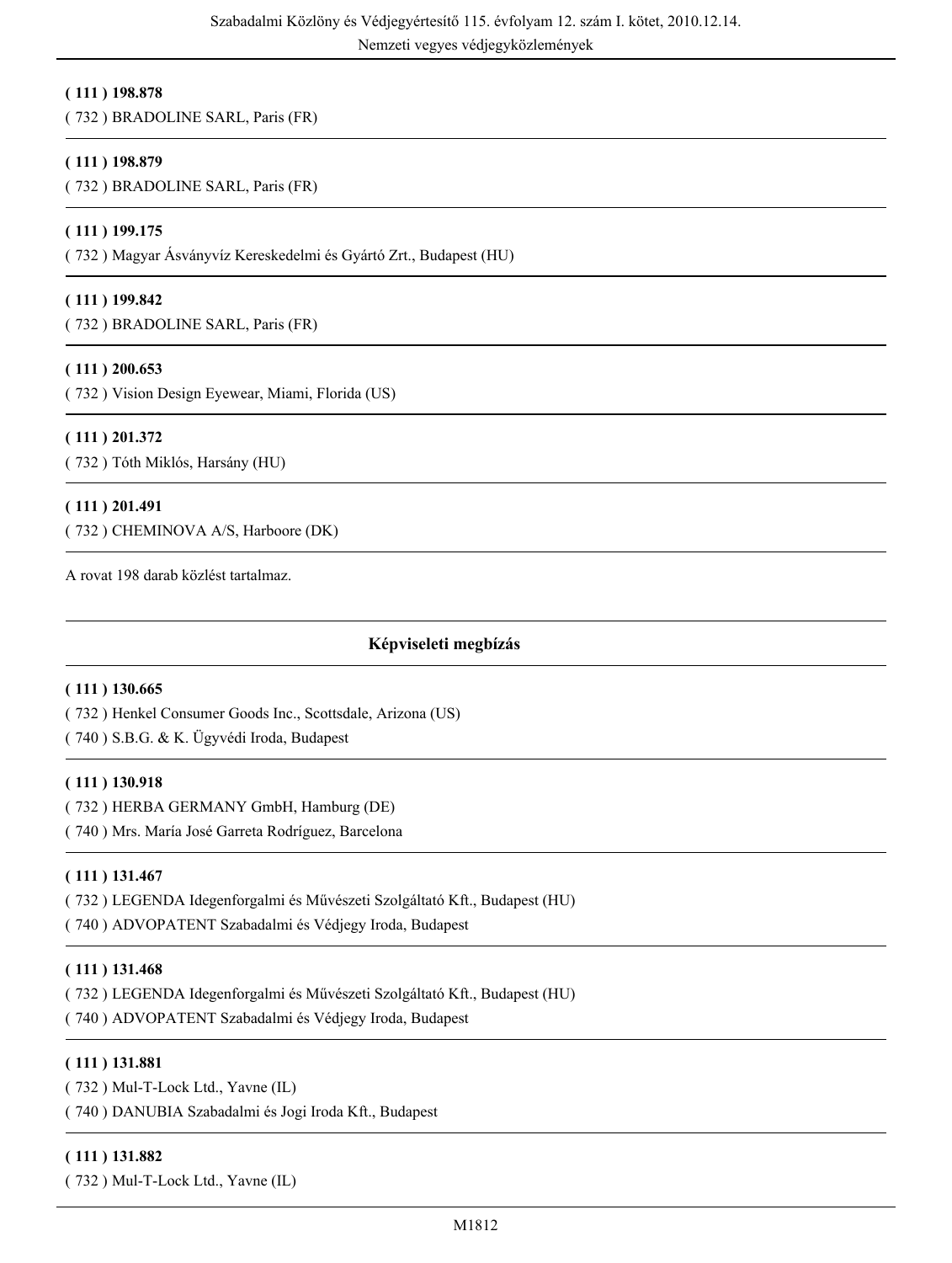**( 111 ) 198.878**

( 732 ) BRADOLINE SARL, Paris (FR)

---

**( 111 ) 198.879**

( 732 ) BRADOLINE SARL, Paris (FR)

---

**( 111 ) 199.175**

( 732 ) Magyar Ásványvíz Kereskedelmi és Gyártó Zrt., Budapest (HU)

---

**( 111 ) 199.842**

( 732 ) BRADOLINE SARL, Paris (FR)

---

**( 111 ) 200.653**

( 732 ) Vision Design Eyewear, Miami, Florida (US)

---

**( 111 ) 201.372**

( 732 ) Tóth Miklós, Harsány (HU)

---

**( 111 ) 201.491**

( 732 ) CHEMINOVA A/S, Harboore (DK)

---

A rovat 198 darab közlést tartalmaz.

---

## Képviseleti megbízás

---

**( 111 ) 130.665**

( 732 ) Henkel Consumer Goods Inc., Scottsdale, Arizona (US)

( 740 ) S.B.G. & K. Ügyvédi Iroda, Budapest

---

**( 111 ) 130.918**

( 732 ) HERBA GERMANY GmbH, Hamburg (DE)

( 740 ) Mrs. María José Garreta Rodríguez, Barcelona

---

**( 111 ) 131.467**

( 732 ) LEGENDA Idegenforgalmi és Művészeti Szolgáltató Kft., Budapest (HU)

( 740 ) ADVOPATENT Szabadalmi és Védjegy Iroda, Budapest

---

**( 111 ) 131.468**

( 732 ) LEGENDA Idegenforgalmi és Művészeti Szolgáltató Kft., Budapest (HU)

( 740 ) ADVOPATENT Szabadalmi és Védjegy Iroda, Budapest

---

**( 111 ) 131.881**

( 732 ) Mul-T-Lock Ltd., Yavne (IL)

( 740 ) DANUBIA Szabadalmi és Jogi Iroda Kft., Budapest

---

**( 111 ) 131.882**

( 732 ) Mul-T-Lock Ltd., Yavne (IL)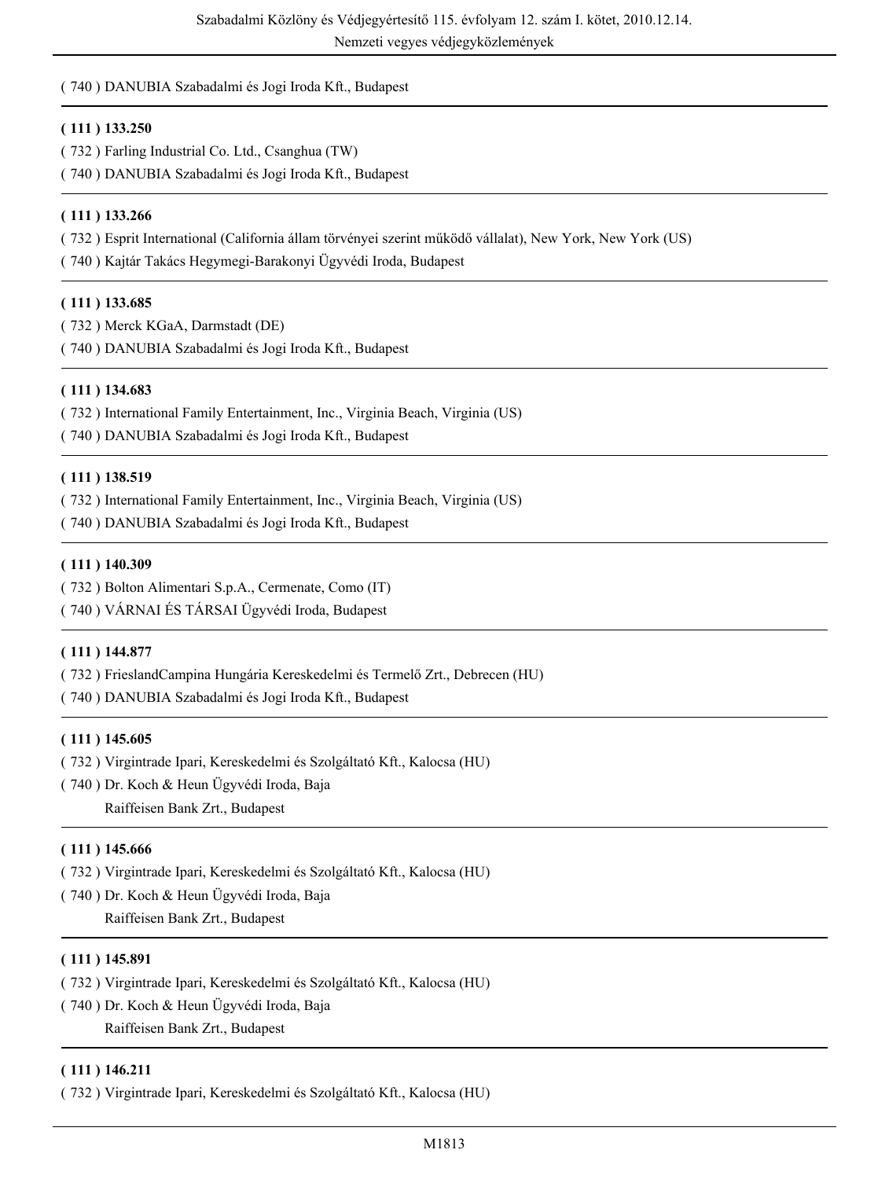( 740 ) DANUBIA Szabadalmi és Jogi Iroda Kft., Budapest

---

**( 111 ) 133.250**

( 732 ) Farling Industrial Co. Ltd., Csanghua (TW)

( 740 ) DANUBIA Szabadalmi és Jogi Iroda Kft., Budapest

---

**( 111 ) 133.266**

( 732 ) Esprit International (California állam törvényei szerint működő vállalat), New York, New York (US)

( 740 ) Kajtár Takács Hegymegi-Barakonyi Ügyvédi Iroda, Budapest

---

**( 111 ) 133.685**

( 732 ) Merck KGaA, Darmstadt (DE)

( 740 ) DANUBIA Szabadalmi és Jogi Iroda Kft., Budapest

---

**( 111 ) 134.683**

( 732 ) International Family Entertainment, Inc., Virginia Beach, Virginia (US)

( 740 ) DANUBIA Szabadalmi és Jogi Iroda Kft., Budapest

---

**( 111 ) 138.519**

( 732 ) International Family Entertainment, Inc., Virginia Beach, Virginia (US)

( 740 ) DANUBIA Szabadalmi és Jogi Iroda Kft., Budapest

---

**( 111 ) 140.309**

( 732 ) Bolton Alimentari S.p.A., Cermenate, Como (IT)

( 740 ) VÁRNAI ÉS TÁRSAI Ügyvédi Iroda, Budapest

---

**( 111 ) 144.877**

( 732 ) FrieslandCampina Hungária Kereskedelmi és Termelő Zrt., Debrecen (HU)

( 740 ) DANUBIA Szabadalmi és Jogi Iroda Kft., Budapest

---

**( 111 ) 145.605**

( 732 ) Virgintrade Ipari, Kereskedelmi és Szolgáltató Kft., Kalocsa (HU)

( 740 ) Dr. Koch & Heun Ügyvédi Iroda, Baja
Raiffeisen Bank Zrt., Budapest

---

**( 111 ) 145.666**

( 732 ) Virgintrade Ipari, Kereskedelmi és Szolgáltató Kft., Kalocsa (HU)

( 740 ) Dr. Koch & Heun Ügyvédi Iroda, Baja
Raiffeisen Bank Zrt., Budapest

---

**( 111 ) 145.891**

( 732 ) Virgintrade Ipari, Kereskedelmi és Szolgáltató Kft., Kalocsa (HU)

( 740 ) Dr. Koch & Heun Ügyvédi Iroda, Baja
Raiffeisen Bank Zrt., Budapest

---

**( 111 ) 146.211**

( 732 ) Virgintrade Ipari, Kereskedelmi és Szolgáltató Kft., Kalocsa (HU)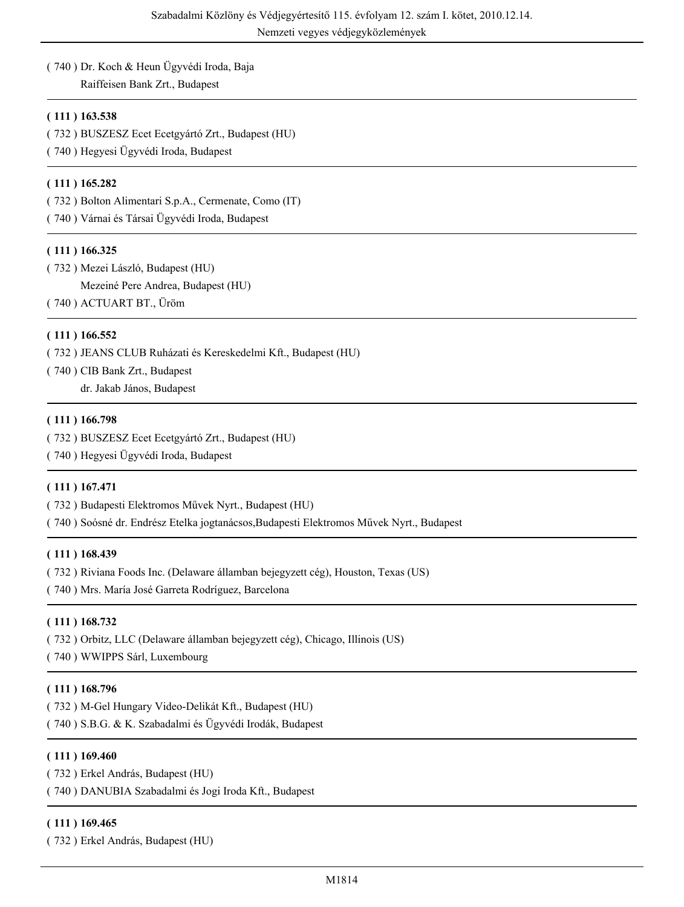( 740 ) Dr. Koch & Heun Ügyvédi Iroda, Baja
Raiffeisen Bank Zrt., Budapest

---

**( 111 ) 163.538**

( 732 ) BUSZESZ Ecet Ecetgyártó Zrt., Budapest (HU)

( 740 ) Hegyesi Ügyvédi Iroda, Budapest

---

**( 111 ) 165.282**

( 732 ) Bolton Alimentari S.p.A., Cermenate, Como (IT)

( 740 ) Várnai és Társai Ügyvédi Iroda, Budapest

---

**( 111 ) 166.325**

( 732 ) Mezei László, Budapest (HU)
Mezeiné Pere Andrea, Budapest (HU)

( 740 ) ACTUART BT., Üröm

---

**( 111 ) 166.552**

( 732 ) JEANS CLUB Ruházati és Kereskedelmi Kft., Budapest (HU)

( 740 ) CIB Bank Zrt., Budapest
dr. Jakab János, Budapest

---

**( 111 ) 166.798**

( 732 ) BUSZESZ Ecet Ecetgyártó Zrt., Budapest (HU)

( 740 ) Hegyesi Ügyvédi Iroda, Budapest

---

**( 111 ) 167.471**

( 732 ) Budapesti Elektromos Művek Nyrt., Budapest (HU)

( 740 ) Soósné dr. Endrész Etelka jogtanácsos,Budapesti Elektromos Művek Nyrt., Budapest

---

**( 111 ) 168.439**

( 732 ) Riviana Foods Inc. (Delaware államban bejegyzett cég), Houston, Texas (US)

( 740 ) Mrs. María José Garreta Rodríguez, Barcelona

---

**( 111 ) 168.732**

( 732 ) Orbitz, LLC (Delaware államban bejegyzett cég), Chicago, Illinois (US)

( 740 ) WWIPPS Sárl, Luxembourg

---

**( 111 ) 168.796**

( 732 ) M-Gel Hungary Video-Delikát Kft., Budapest (HU)

( 740 ) S.B.G. & K. Szabadalmi és Ügyvédi Irodák, Budapest

---

**( 111 ) 169.460**

( 732 ) Erkel András, Budapest (HU)

( 740 ) DANUBIA Szabadalmi és Jogi Iroda Kft., Budapest

---

**( 111 ) 169.465**

( 732 ) Erkel András, Budapest (HU)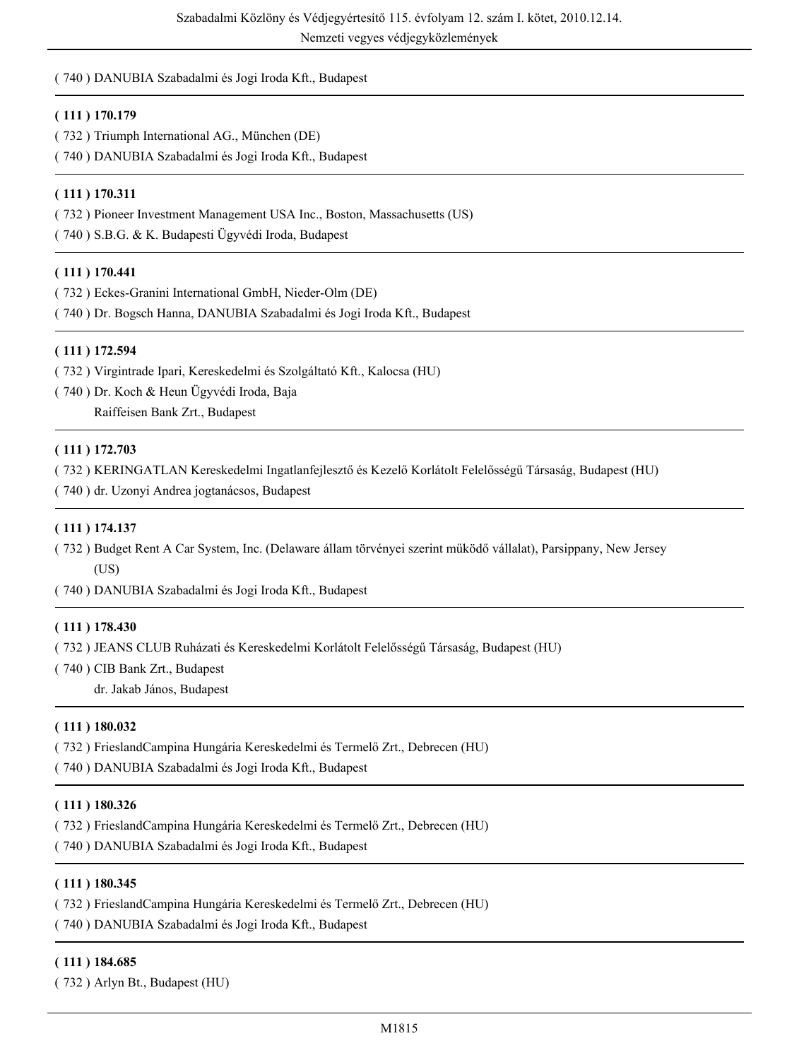( 740 ) DANUBIA Szabadalmi és Jogi Iroda Kft., Budapest

---

**( 111 ) 170.179**

( 732 ) Triumph International AG., München (DE)

( 740 ) DANUBIA Szabadalmi és Jogi Iroda Kft., Budapest

---

**( 111 ) 170.311**

( 732 ) Pioneer Investment Management USA Inc., Boston, Massachusetts (US)

( 740 ) S.B.G. & K. Budapesti Ügyvédi Iroda, Budapest

---

**( 111 ) 170.441**

( 732 ) Eckes-Granini International GmbH, Nieder-Olm (DE)

( 740 ) Dr. Bogsch Hanna, DANUBIA Szabadalmi és Jogi Iroda Kft., Budapest

---

**( 111 ) 172.594**

( 732 ) Virgintrade Ipari, Kereskedelmi és Szolgáltató Kft., Kalocsa (HU)

( 740 ) Dr. Koch & Heun Ügyvédi Iroda, Baja
Raiffeisen Bank Zrt., Budapest

---

**( 111 ) 172.703**

( 732 ) KERINGATLAN Kereskedelmi Ingatlanfejlesztő és Kezelő Korlátolt Felelősségű Társaság, Budapest (HU)

( 740 ) dr. Uzonyi Andrea jogtanácsos, Budapest

---

**( 111 ) 174.137**

( 732 ) Budget Rent A Car System, Inc. (Delaware állam törvényei szerint működő vállalat), Parsippany, New Jersey (US)

( 740 ) DANUBIA Szabadalmi és Jogi Iroda Kft., Budapest

---

**( 111 ) 178.430**

( 732 ) JEANS CLUB Ruházati és Kereskedelmi Korlátolt Felelősségű Társaság, Budapest (HU)

( 740 ) CIB Bank Zrt., Budapest
dr. Jakab János, Budapest

---

**( 111 ) 180.032**

( 732 ) FrieslandCampina Hungária Kereskedelmi és Termelő Zrt., Debrecen (HU)

( 740 ) DANUBIA Szabadalmi és Jogi Iroda Kft., Budapest

---

**( 111 ) 180.326**

( 732 ) FrieslandCampina Hungária Kereskedelmi és Termelő Zrt., Debrecen (HU)

( 740 ) DANUBIA Szabadalmi és Jogi Iroda Kft., Budapest

---

**( 111 ) 180.345**

( 732 ) FrieslandCampina Hungária Kereskedelmi és Termelő Zrt., Debrecen (HU)

( 740 ) DANUBIA Szabadalmi és Jogi Iroda Kft., Budapest

---

**( 111 ) 184.685**

( 732 ) Arlyn Bt., Budapest (HU)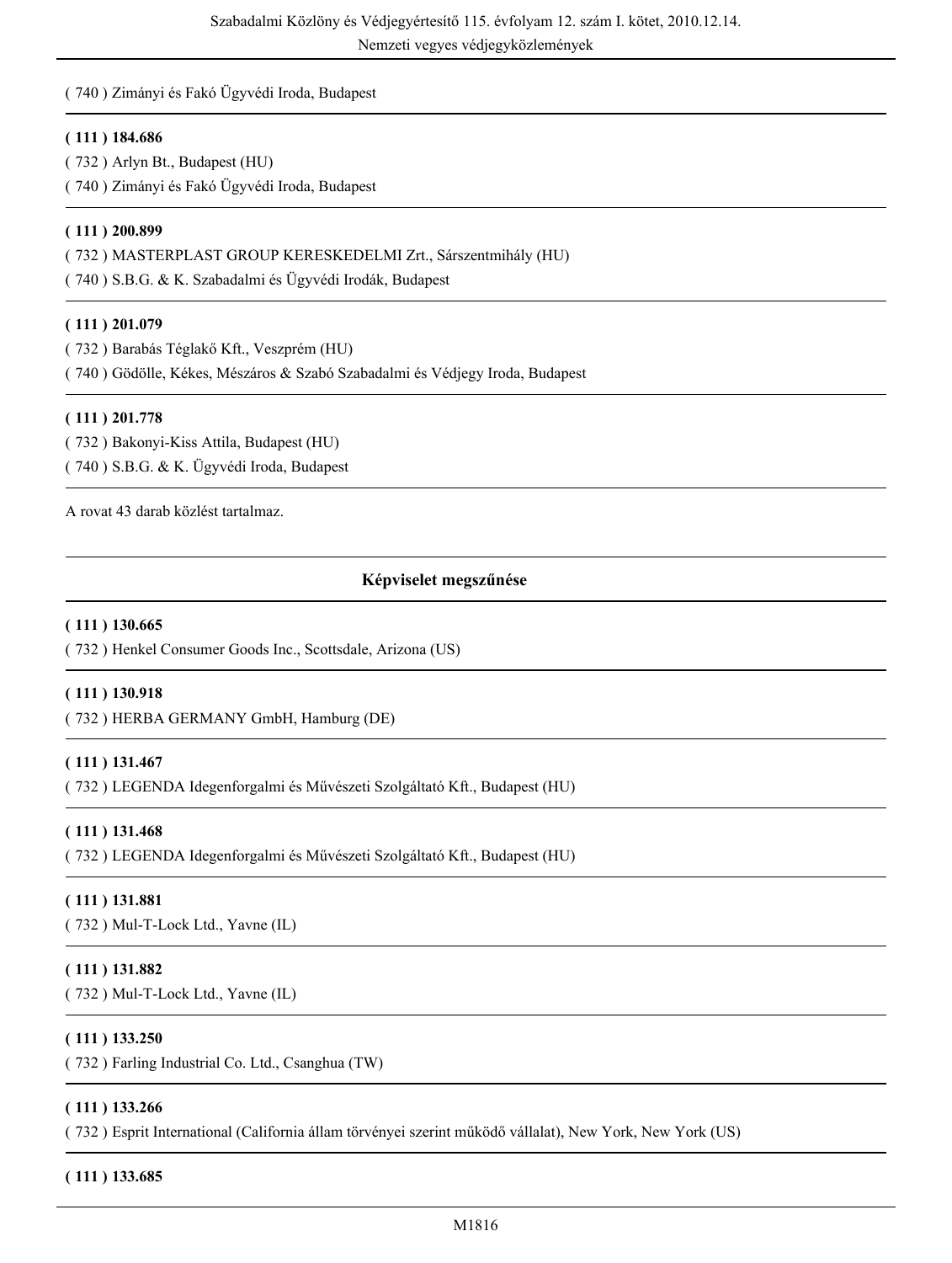( 740 ) Zimányi és Fakó Ügyvédi Iroda, Budapest

**( 111 ) 184.686**
( 732 ) Arlyn Bt., Budapest (HU)
( 740 ) Zimányi és Fakó Ügyvédi Iroda, Budapest

**( 111 ) 200.899**
( 732 ) MASTERPLAST GROUP KERESKEDELMI Zrt., Sárszentmihály (HU)
( 740 ) S.B.G. & K. Szabadalmi és Ügyvédi Irodák, Budapest

**( 111 ) 201.079**
( 732 ) Barabás Téglakő Kft., Veszprém (HU)
( 740 ) Gödölle, Kékes, Mészáros & Szabó Szabadalmi és Védjegy Iroda, Budapest

**( 111 ) 201.778**
( 732 ) Bakonyi-Kiss Attila, Budapest (HU)
( 740 ) S.B.G. & K. Ügyvédi Iroda, Budapest

A rovat 43 darab közlést tartalmaz.

## Képviselet megszűnése

**( 111 ) 130.665**
( 732 ) Henkel Consumer Goods Inc., Scottsdale, Arizona (US)

**( 111 ) 130.918**
( 732 ) HERBA GERMANY GmbH, Hamburg (DE)

**( 111 ) 131.467**
( 732 ) LEGENDA Idegenforgalmi és Művészeti Szolgáltató Kft., Budapest (HU)

**( 111 ) 131.468**
( 732 ) LEGENDA Idegenforgalmi és Művészeti Szolgáltató Kft., Budapest (HU)

**( 111 ) 131.881**
( 732 ) Mul-T-Lock Ltd., Yavne (IL)

**( 111 ) 131.882**
( 732 ) Mul-T-Lock Ltd., Yavne (IL)

**( 111 ) 133.250**
( 732 ) Farling Industrial Co. Ltd., Csanghua (TW)

**( 111 ) 133.266**
( 732 ) Esprit International (California állam törvényei szerint működő vállalat), New York, New York (US)

**( 111 ) 133.685**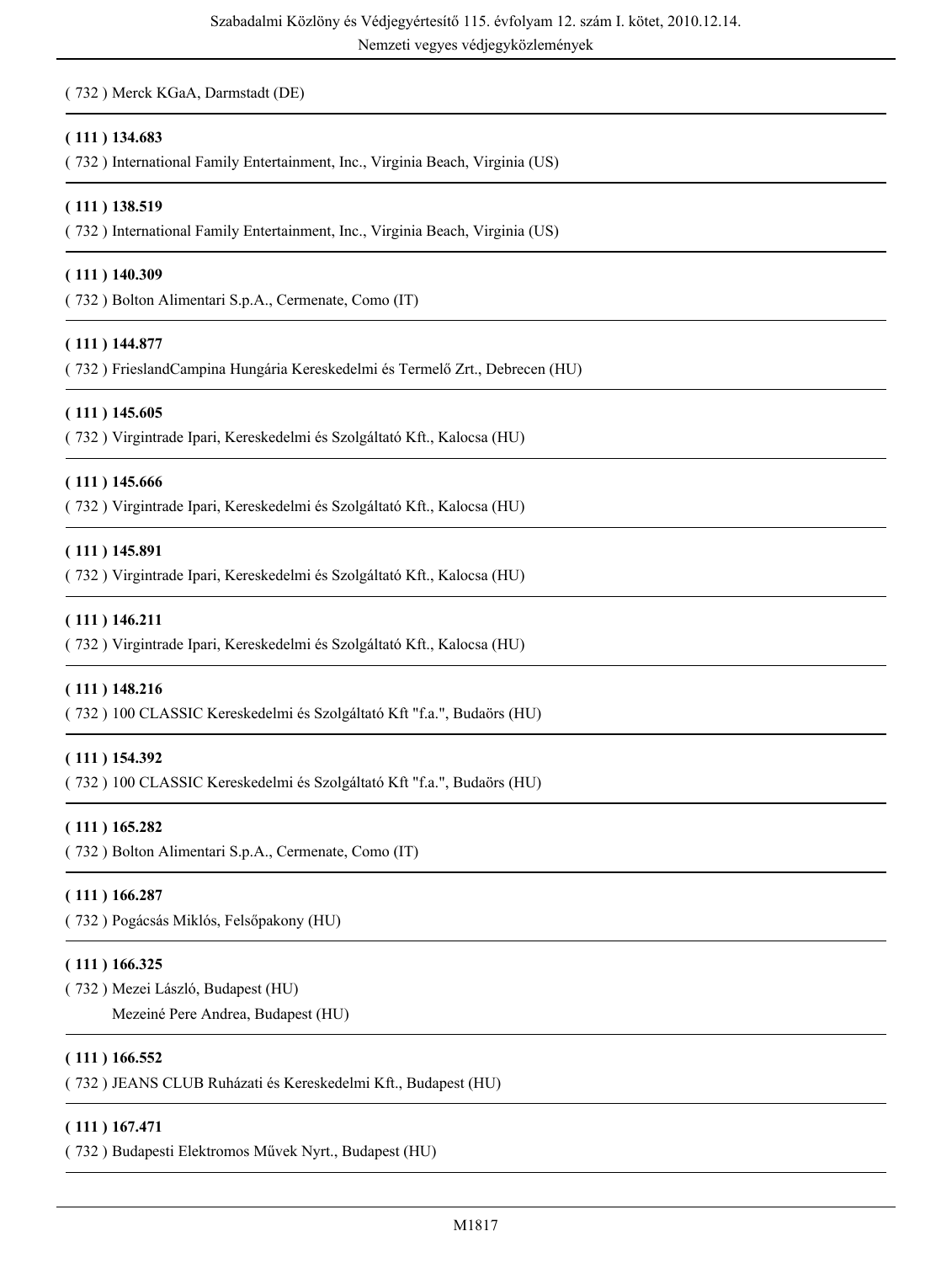( 732 ) Merck KGaA, Darmstadt (DE)

---

**( 111 ) 134.683**

( 732 ) International Family Entertainment, Inc., Virginia Beach, Virginia (US)

---

**( 111 ) 138.519**

( 732 ) International Family Entertainment, Inc., Virginia Beach, Virginia (US)

---

**( 111 ) 140.309**

( 732 ) Bolton Alimentari S.p.A., Cermenate, Como (IT)

---

**( 111 ) 144.877**

( 732 ) FrieslandCampina Hungária Kereskedelmi és Termelő Zrt., Debrecen (HU)

---

**( 111 ) 145.605**

( 732 ) Virgintrade Ipari, Kereskedelmi és Szolgáltató Kft., Kalocsa (HU)

---

**( 111 ) 145.666**

( 732 ) Virgintrade Ipari, Kereskedelmi és Szolgáltató Kft., Kalocsa (HU)

---

**( 111 ) 145.891**

( 732 ) Virgintrade Ipari, Kereskedelmi és Szolgáltató Kft., Kalocsa (HU)

---

**( 111 ) 146.211**

( 732 ) Virgintrade Ipari, Kereskedelmi és Szolgáltató Kft., Kalocsa (HU)

---

**( 111 ) 148.216**

( 732 ) 100 CLASSIC Kereskedelmi és Szolgáltató Kft "f.a.", Budaörs (HU)

---

**( 111 ) 154.392**

( 732 ) 100 CLASSIC Kereskedelmi és Szolgáltató Kft "f.a.", Budaörs (HU)

---

**( 111 ) 165.282**

( 732 ) Bolton Alimentari S.p.A., Cermenate, Como (IT)

---

**( 111 ) 166.287**

( 732 ) Pogácsás Miklós, Felsőpakony (HU)

---

**( 111 ) 166.325**

( 732 ) Mezei László, Budapest (HU)
Mezeiné Pere Andrea, Budapest (HU)

---

**( 111 ) 166.552**

( 732 ) JEANS CLUB Ruházati és Kereskedelmi Kft., Budapest (HU)

---

**( 111 ) 167.471**

( 732 ) Budapesti Elektromos Művek Nyrt., Budapest (HU)

---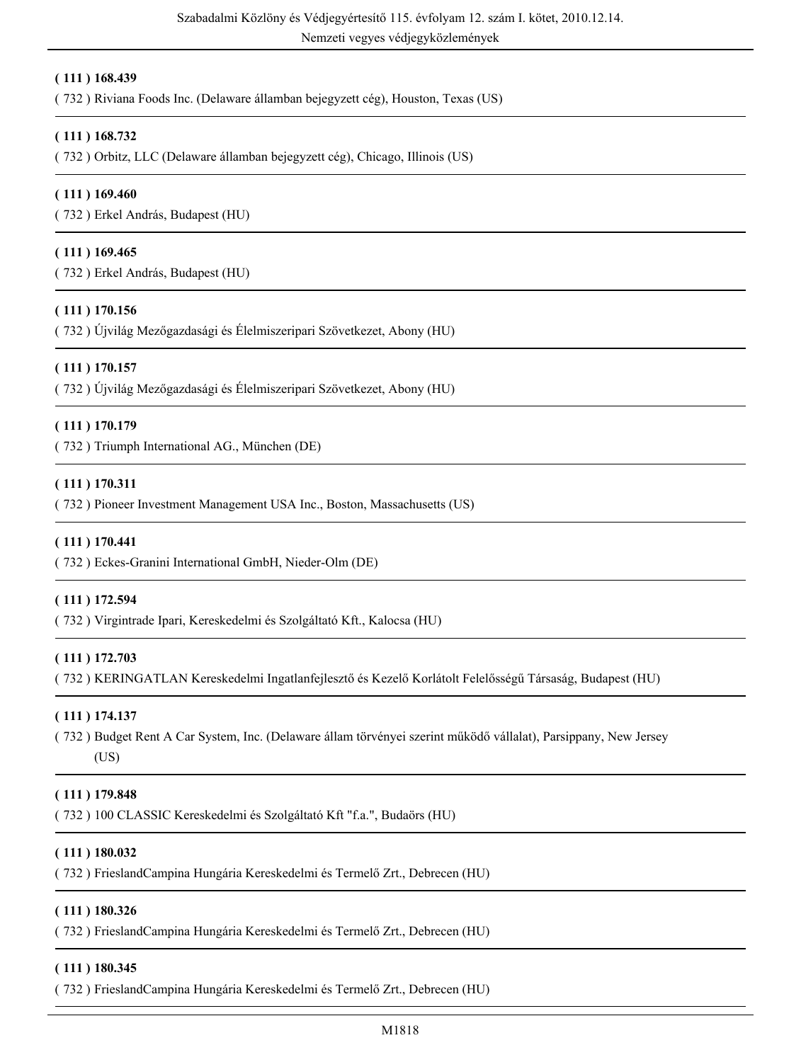**( 111 ) 168.439**

( 732 ) Riviana Foods Inc. (Delaware államban bejegyzett cég), Houston, Texas (US)

---

**( 111 ) 168.732**

( 732 ) Orbitz, LLC (Delaware államban bejegyzett cég), Chicago, Illinois (US)

---

**( 111 ) 169.460**

( 732 ) Erkel András, Budapest (HU)

---

**( 111 ) 169.465**

( 732 ) Erkel András, Budapest (HU)

---

**( 111 ) 170.156**

( 732 ) Újvilág Mezőgazdasági és Élelmiszeripari Szövetkezet, Abony (HU)

---

**( 111 ) 170.157**

( 732 ) Újvilág Mezőgazdasági és Élelmiszeripari Szövetkezet, Abony (HU)

---

**( 111 ) 170.179**

( 732 ) Triumph International AG., München (DE)

---

**( 111 ) 170.311**

( 732 ) Pioneer Investment Management USA Inc., Boston, Massachusetts (US)

---

**( 111 ) 170.441**

( 732 ) Eckes-Granini International GmbH, Nieder-Olm (DE)

---

**( 111 ) 172.594**

( 732 ) Virgintrade Ipari, Kereskedelmi és Szolgáltató Kft., Kalocsa (HU)

---

**( 111 ) 172.703**

( 732 ) KERINGATLAN Kereskedelmi Ingatlanfejlesztő és Kezelő Korlátolt Felelősségű Társaság, Budapest (HU)

---

**( 111 ) 174.137**

( 732 ) Budget Rent A Car System, Inc. (Delaware állam törvényei szerint működő vállalat), Parsippany, New Jersey (US)

---

**( 111 ) 179.848**

( 732 ) 100 CLASSIC Kereskedelmi és Szolgáltató Kft "f.a.", Budaörs (HU)

---

**( 111 ) 180.032**

( 732 ) FrieslandCampina Hungária Kereskedelmi és Termelő Zrt., Debrecen (HU)

---

**( 111 ) 180.326**

( 732 ) FrieslandCampina Hungária Kereskedelmi és Termelő Zrt., Debrecen (HU)

---

**( 111 ) 180.345**

( 732 ) FrieslandCampina Hungária Kereskedelmi és Termelő Zrt., Debrecen (HU)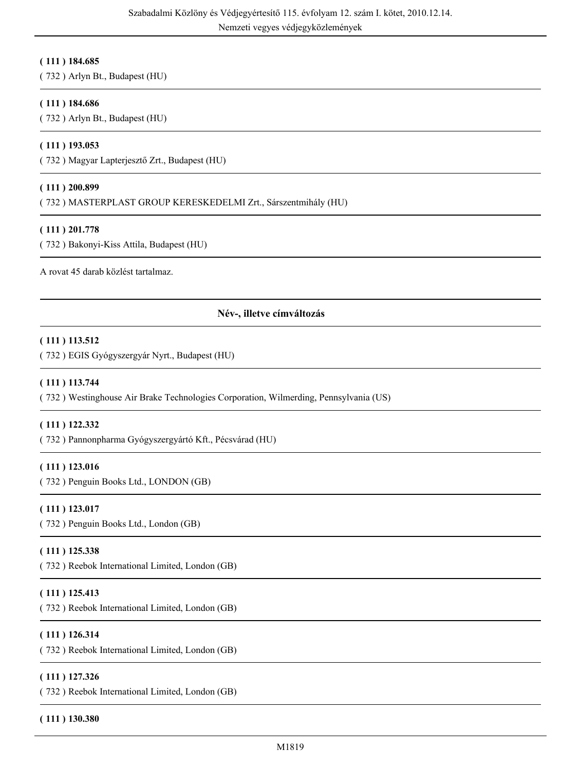**( 111 ) 184.685**
( 732 ) Arlyn Bt., Budapest (HU)

**( 111 ) 184.686**
( 732 ) Arlyn Bt., Budapest (HU)

**( 111 ) 193.053**
( 732 ) Magyar Lapterjesztő Zrt., Budapest (HU)

**( 111 ) 200.899**
( 732 ) MASTERPLAST GROUP KERESKEDELMI Zrt., Sárszentmihály (HU)

**( 111 ) 201.778**
( 732 ) Bakonyi-Kiss Attila, Budapest (HU)

A rovat 45 darab közlést tartalmaz.

## Név-, illetve címváltozás

**( 111 ) 113.512**
( 732 ) EGIS Gyógyszergyár Nyrt., Budapest (HU)

**( 111 ) 113.744**
( 732 ) Westinghouse Air Brake Technologies Corporation, Wilmerding, Pennsylvania (US)

**( 111 ) 122.332**
( 732 ) Pannonpharma Gyógyszergyártó Kft., Pécsvárad (HU)

**( 111 ) 123.016**
( 732 ) Penguin Books Ltd., LONDON (GB)

**( 111 ) 123.017**
( 732 ) Penguin Books Ltd., London (GB)

**( 111 ) 125.338**
( 732 ) Reebok International Limited, London (GB)

**( 111 ) 125.413**
( 732 ) Reebok International Limited, London (GB)

**( 111 ) 126.314**
( 732 ) Reebok International Limited, London (GB)

**( 111 ) 127.326**
( 732 ) Reebok International Limited, London (GB)

**( 111 ) 130.380**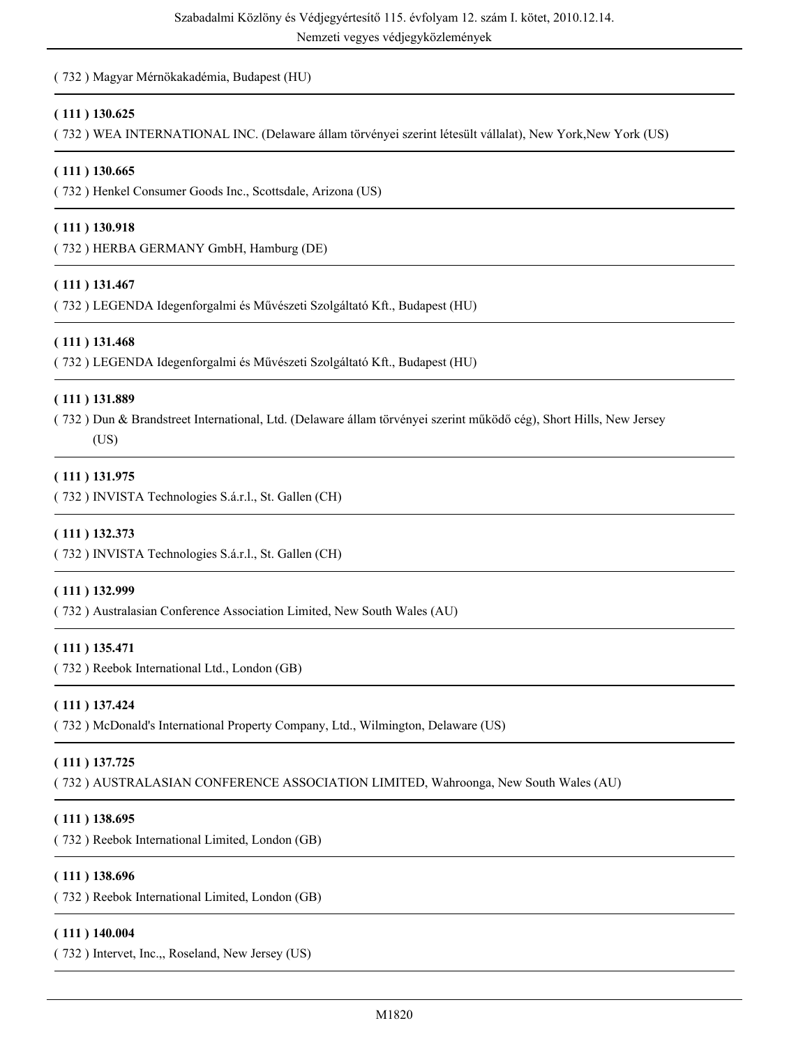( 732 ) Magyar Mérnökakadémia, Budapest (HU)

**( 111 ) 130.625**

( 732 ) WEA INTERNATIONAL INC. (Delaware állam törvényei szerint létesült vállalat), New York,New York (US)

**( 111 ) 130.665**

( 732 ) Henkel Consumer Goods Inc., Scottsdale, Arizona (US)

**( 111 ) 130.918**

( 732 ) HERBA GERMANY GmbH, Hamburg (DE)

**( 111 ) 131.467**

( 732 ) LEGENDA Idegenforgalmi és Művészeti Szolgáltató Kft., Budapest (HU)

**( 111 ) 131.468**

( 732 ) LEGENDA Idegenforgalmi és Művészeti Szolgáltató Kft., Budapest (HU)

**( 111 ) 131.889**

( 732 ) Dun & Brandstreet International, Ltd. (Delaware állam törvényei szerint működő cég), Short Hills, New Jersey (US)

**( 111 ) 131.975**

( 732 ) INVISTA Technologies S.á.r.l., St. Gallen (CH)

**( 111 ) 132.373**

( 732 ) INVISTA Technologies S.á.r.l., St. Gallen (CH)

**( 111 ) 132.999**

( 732 ) Australasian Conference Association Limited, New South Wales (AU)

**( 111 ) 135.471**

( 732 ) Reebok International Ltd., London (GB)

**( 111 ) 137.424**

( 732 ) McDonald's International Property Company, Ltd., Wilmington, Delaware (US)

**( 111 ) 137.725**

( 732 ) AUSTRALASIAN CONFERENCE ASSOCIATION LIMITED, Wahroonga, New South Wales (AU)

**( 111 ) 138.695**

( 732 ) Reebok International Limited, London (GB)

**( 111 ) 138.696**

( 732 ) Reebok International Limited, London (GB)

**( 111 ) 140.004**

( 732 ) Intervet, Inc.,, Roseland, New Jersey (US)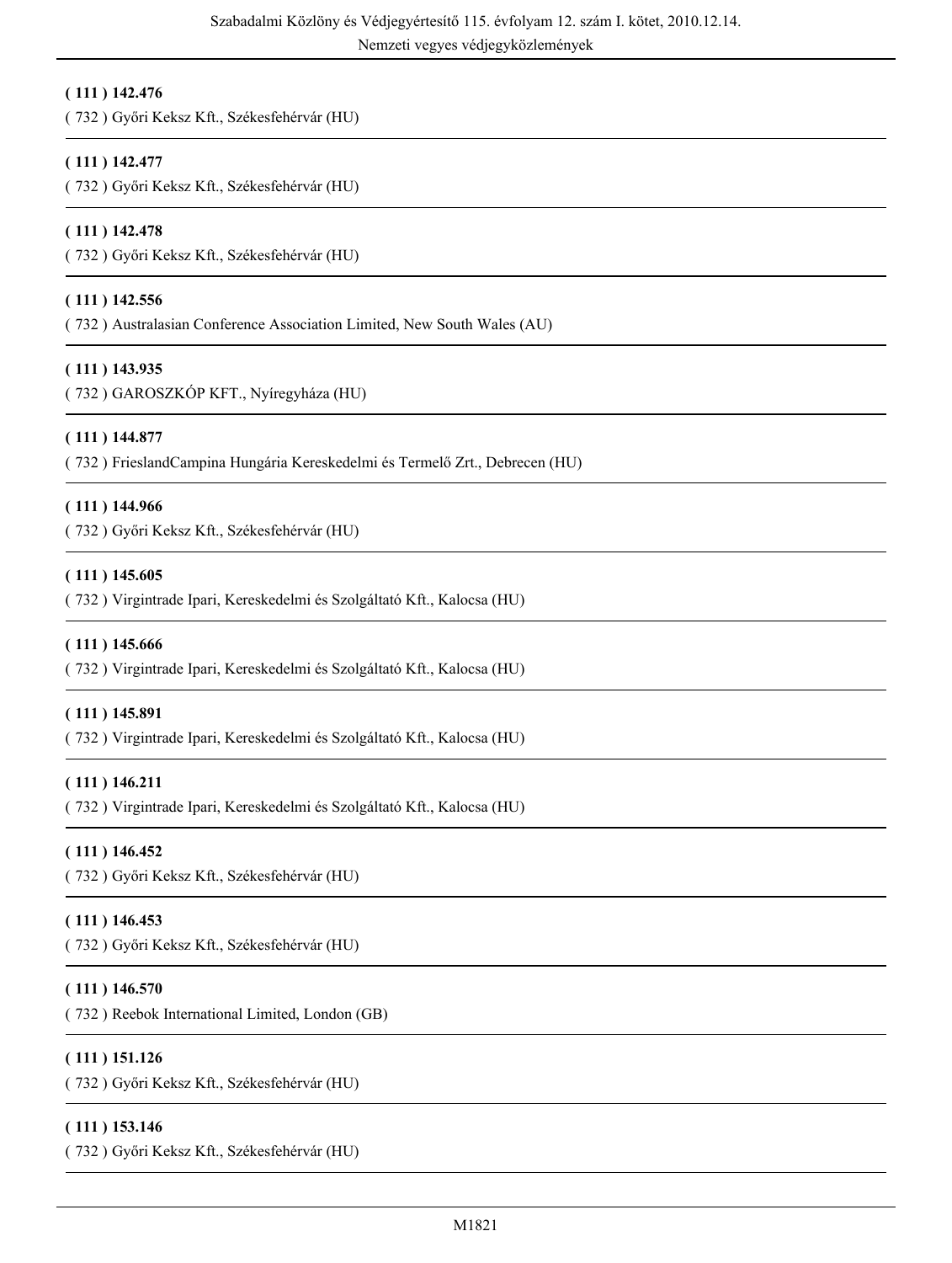**( 111 ) 142.476**

( 732 ) Győri Keksz Kft., Székesfehérvár (HU)

---

**( 111 ) 142.477**

( 732 ) Győri Keksz Kft., Székesfehérvár (HU)

---

**( 111 ) 142.478**

( 732 ) Győri Keksz Kft., Székesfehérvár (HU)

---

**( 111 ) 142.556**

( 732 ) Australasian Conference Association Limited, New South Wales (AU)

---

**( 111 ) 143.935**

( 732 ) GAROSZKÓP KFT., Nyíregyháza (HU)

---

**( 111 ) 144.877**

( 732 ) FrieslandCampina Hungária Kereskedelmi és Termelő Zrt., Debrecen (HU)

---

**( 111 ) 144.966**

( 732 ) Győri Keksz Kft., Székesfehérvár (HU)

---

**( 111 ) 145.605**

( 732 ) Virgintrade Ipari, Kereskedelmi és Szolgáltató Kft., Kalocsa (HU)

---

**( 111 ) 145.666**

( 732 ) Virgintrade Ipari, Kereskedelmi és Szolgáltató Kft., Kalocsa (HU)

---

**( 111 ) 145.891**

( 732 ) Virgintrade Ipari, Kereskedelmi és Szolgáltató Kft., Kalocsa (HU)

---

**( 111 ) 146.211**

( 732 ) Virgintrade Ipari, Kereskedelmi és Szolgáltató Kft., Kalocsa (HU)

---

**( 111 ) 146.452**

( 732 ) Győri Keksz Kft., Székesfehérvár (HU)

---

**( 111 ) 146.453**

( 732 ) Győri Keksz Kft., Székesfehérvár (HU)

---

**( 111 ) 146.570**

( 732 ) Reebok International Limited, London (GB)

---

**( 111 ) 151.126**

( 732 ) Győri Keksz Kft., Székesfehérvár (HU)

---

**( 111 ) 153.146**

( 732 ) Győri Keksz Kft., Székesfehérvár (HU)

---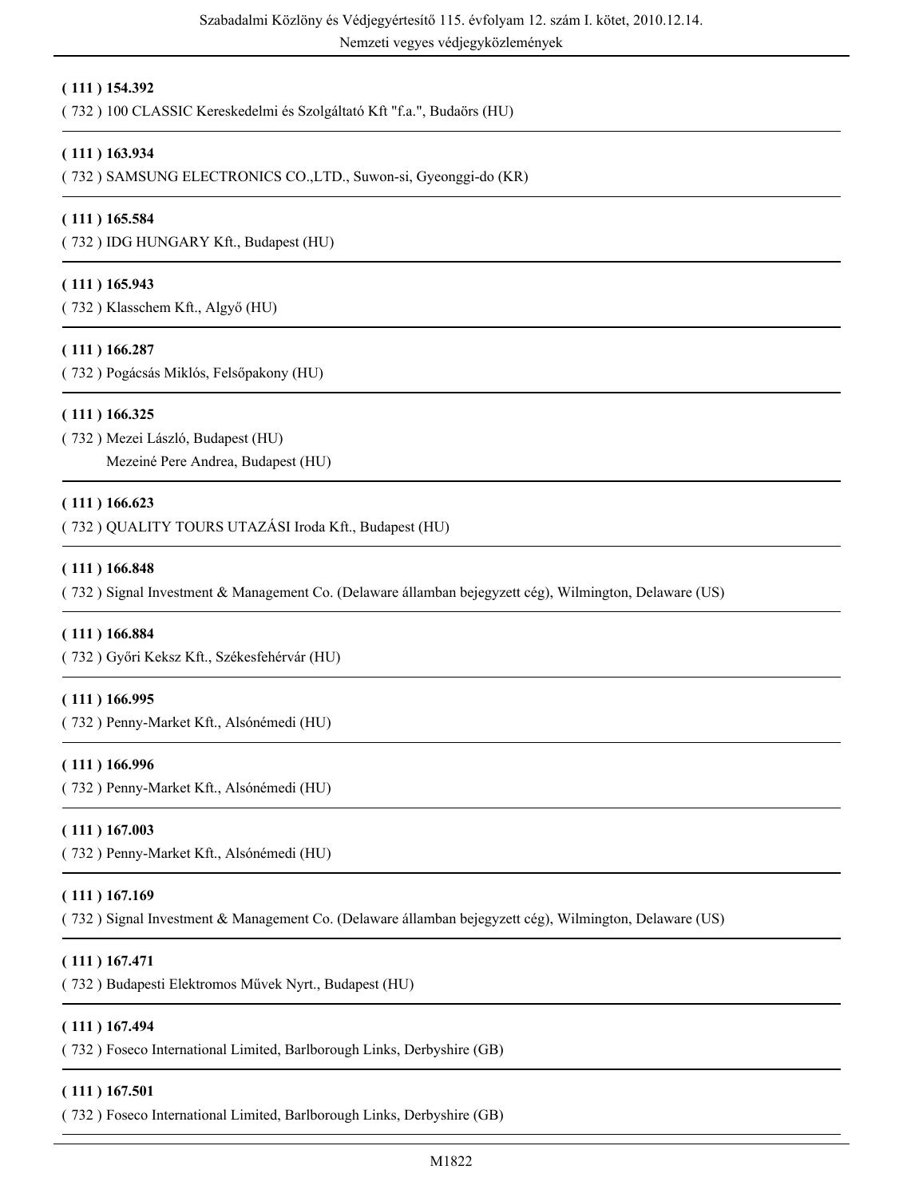**( 111 ) 154.392**

( 732 ) 100 CLASSIC Kereskedelmi és Szolgáltató Kft "f.a.", Budaörs (HU)

---

**( 111 ) 163.934**

( 732 ) SAMSUNG ELECTRONICS CO.,LTD., Suwon-si, Gyeonggi-do (KR)

---

**( 111 ) 165.584**

( 732 ) IDG HUNGARY Kft., Budapest (HU)

---

**( 111 ) 165.943**

( 732 ) Klasschem Kft., Algyő (HU)

---

**( 111 ) 166.287**

( 732 ) Pogácsás Miklós, Felsőpakony (HU)

---

**( 111 ) 166.325**

( 732 ) Mezei László, Budapest (HU)
Mezeiné Pere Andrea, Budapest (HU)

---

**( 111 ) 166.623**

( 732 ) QUALITY TOURS UTAZÁSI Iroda Kft., Budapest (HU)

---

**( 111 ) 166.848**

( 732 ) Signal Investment & Management Co. (Delaware államban bejegyzett cég), Wilmington, Delaware (US)

---

**( 111 ) 166.884**

( 732 ) Győri Keksz Kft., Székesfehérvár (HU)

---

**( 111 ) 166.995**

( 732 ) Penny-Market Kft., Alsónémedi (HU)

---

**( 111 ) 166.996**

( 732 ) Penny-Market Kft., Alsónémedi (HU)

---

**( 111 ) 167.003**

( 732 ) Penny-Market Kft., Alsónémedi (HU)

---

**( 111 ) 167.169**

( 732 ) Signal Investment & Management Co. (Delaware államban bejegyzett cég), Wilmington, Delaware (US)

---

**( 111 ) 167.471**

( 732 ) Budapesti Elektromos Művek Nyrt., Budapest (HU)

---

**( 111 ) 167.494**

( 732 ) Foseco International Limited, Barlborough Links, Derbyshire (GB)

---

**( 111 ) 167.501**

( 732 ) Foseco International Limited, Barlborough Links, Derbyshire (GB)

---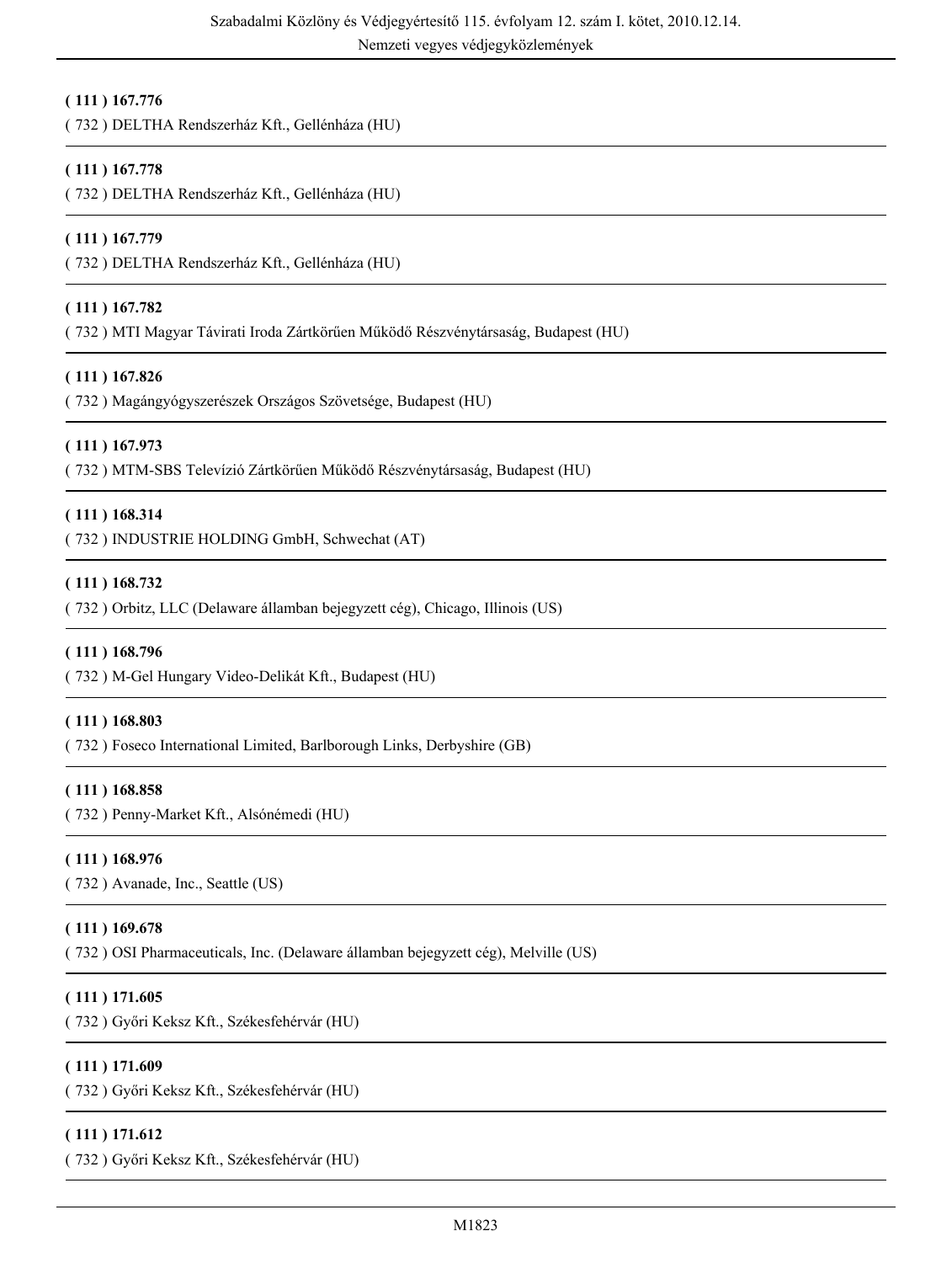**( 111 ) 167.776**

( 732 ) DELTHA Rendszerház Kft., Gellénháza (HU)

---

**( 111 ) 167.778**

( 732 ) DELTHA Rendszerház Kft., Gellénháza (HU)

---

**( 111 ) 167.779**

( 732 ) DELTHA Rendszerház Kft., Gellénháza (HU)

---

**( 111 ) 167.782**

( 732 ) MTI Magyar Távirati Iroda Zártkörűen Működő Részvénytársaság, Budapest (HU)

---

**( 111 ) 167.826**

( 732 ) Magángyógyszerészek Országos Szövetsége, Budapest (HU)

---

**( 111 ) 167.973**

( 732 ) MTM-SBS Televízió Zártkörűen Működő Részvénytársaság, Budapest (HU)

---

**( 111 ) 168.314**

( 732 ) INDUSTRIE HOLDING GmbH, Schwechat (AT)

---

**( 111 ) 168.732**

( 732 ) Orbitz, LLC (Delaware államban bejegyzett cég), Chicago, Illinois (US)

---

**( 111 ) 168.796**

( 732 ) M-Gel Hungary Video-Delikát Kft., Budapest (HU)

---

**( 111 ) 168.803**

( 732 ) Foseco International Limited, Barlborough Links, Derbyshire (GB)

---

**( 111 ) 168.858**

( 732 ) Penny-Market Kft., Alsónémedi (HU)

---

**( 111 ) 168.976**

( 732 ) Avanade, Inc., Seattle (US)

---

**( 111 ) 169.678**

( 732 ) OSI Pharmaceuticals, Inc. (Delaware államban bejegyzett cég), Melville (US)

---

**( 111 ) 171.605**

( 732 ) Győri Keksz Kft., Székesfehérvár (HU)

---

**( 111 ) 171.609**

( 732 ) Győri Keksz Kft., Székesfehérvár (HU)

---

**( 111 ) 171.612**

( 732 ) Győri Keksz Kft., Székesfehérvár (HU)

---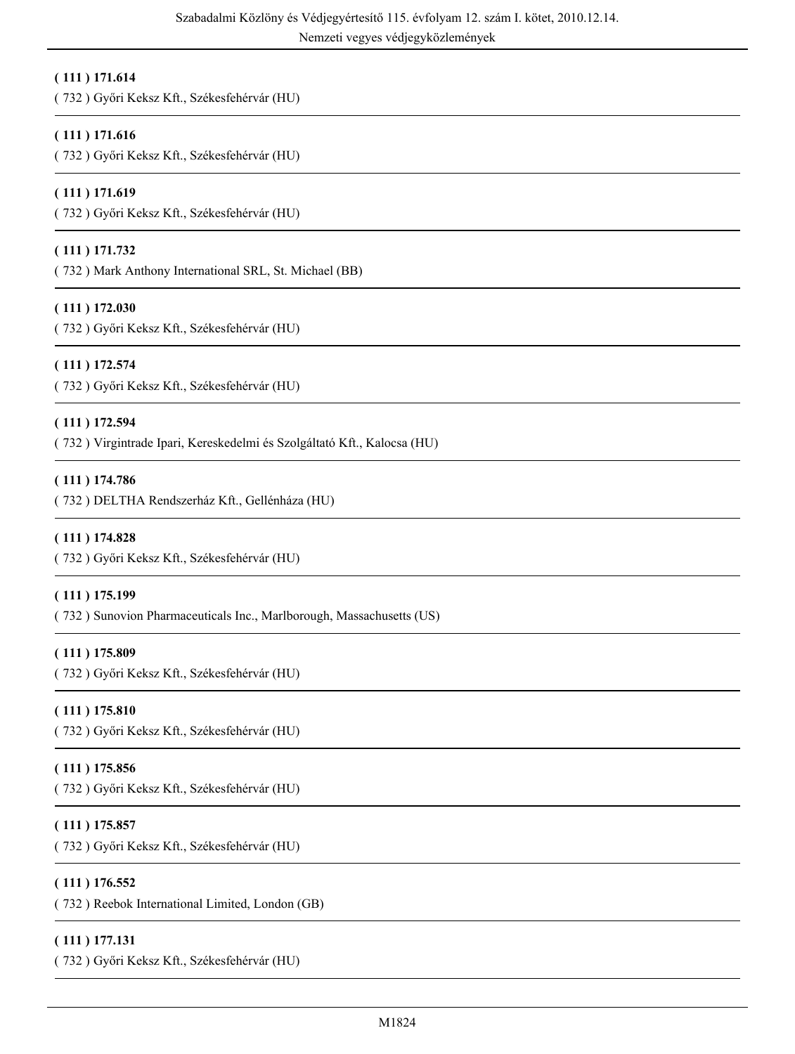**( 111 ) 171.614**

( 732 ) Győri Keksz Kft., Székesfehérvár (HU)

---

**( 111 ) 171.616**

( 732 ) Győri Keksz Kft., Székesfehérvár (HU)

---

**( 111 ) 171.619**

( 732 ) Győri Keksz Kft., Székesfehérvár (HU)

---

**( 111 ) 171.732**

( 732 ) Mark Anthony International SRL, St. Michael (BB)

---

**( 111 ) 172.030**

( 732 ) Győri Keksz Kft., Székesfehérvár (HU)

---

**( 111 ) 172.574**

( 732 ) Győri Keksz Kft., Székesfehérvár (HU)

---

**( 111 ) 172.594**

( 732 ) Virgintrade Ipari, Kereskedelmi és Szolgáltató Kft., Kalocsa (HU)

---

**( 111 ) 174.786**

( 732 ) DELTHA Rendszerház Kft., Gellénháza (HU)

---

**( 111 ) 174.828**

( 732 ) Győri Keksz Kft., Székesfehérvár (HU)

---

**( 111 ) 175.199**

( 732 ) Sunovion Pharmaceuticals Inc., Marlborough, Massachusetts (US)

---

**( 111 ) 175.809**

( 732 ) Győri Keksz Kft., Székesfehérvár (HU)

---

**( 111 ) 175.810**

( 732 ) Győri Keksz Kft., Székesfehérvár (HU)

---

**( 111 ) 175.856**

( 732 ) Győri Keksz Kft., Székesfehérvár (HU)

---

**( 111 ) 175.857**

( 732 ) Győri Keksz Kft., Székesfehérvár (HU)

---

**( 111 ) 176.552**

( 732 ) Reebok International Limited, London (GB)

---

**( 111 ) 177.131**

( 732 ) Győri Keksz Kft., Székesfehérvár (HU)

---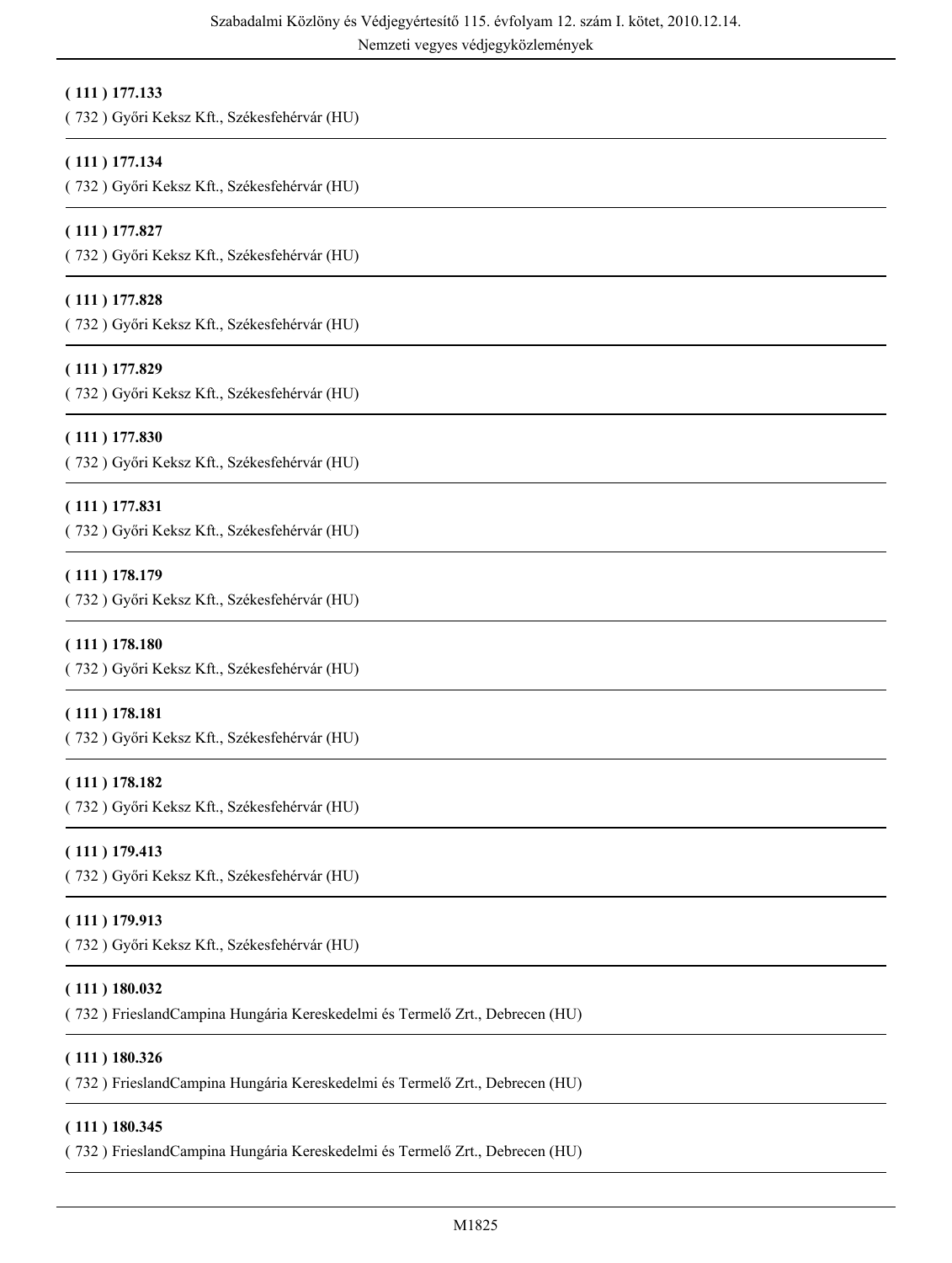**( 111 ) 177.133**

( 732 ) Győri Keksz Kft., Székesfehérvár (HU)

---

**( 111 ) 177.134**

( 732 ) Győri Keksz Kft., Székesfehérvár (HU)

---

**( 111 ) 177.827**

( 732 ) Győri Keksz Kft., Székesfehérvár (HU)

---

**( 111 ) 177.828**

( 732 ) Győri Keksz Kft., Székesfehérvár (HU)

---

**( 111 ) 177.829**

( 732 ) Győri Keksz Kft., Székesfehérvár (HU)

---

**( 111 ) 177.830**

( 732 ) Győri Keksz Kft., Székesfehérvár (HU)

---

**( 111 ) 177.831**

( 732 ) Győri Keksz Kft., Székesfehérvár (HU)

---

**( 111 ) 178.179**

( 732 ) Győri Keksz Kft., Székesfehérvár (HU)

---

**( 111 ) 178.180**

( 732 ) Győri Keksz Kft., Székesfehérvár (HU)

---

**( 111 ) 178.181**

( 732 ) Győri Keksz Kft., Székesfehérvár (HU)

---

**( 111 ) 178.182**

( 732 ) Győri Keksz Kft., Székesfehérvár (HU)

---

**( 111 ) 179.413**

( 732 ) Győri Keksz Kft., Székesfehérvár (HU)

---

**( 111 ) 179.913**

( 732 ) Győri Keksz Kft., Székesfehérvár (HU)

---

**( 111 ) 180.032**

( 732 ) FrieslandCampina Hungária Kereskedelmi és Termelő Zrt., Debrecen (HU)

---

**( 111 ) 180.326**

( 732 ) FrieslandCampina Hungária Kereskedelmi és Termelő Zrt., Debrecen (HU)

---

**( 111 ) 180.345**

( 732 ) FrieslandCampina Hungária Kereskedelmi és Termelő Zrt., Debrecen (HU)

---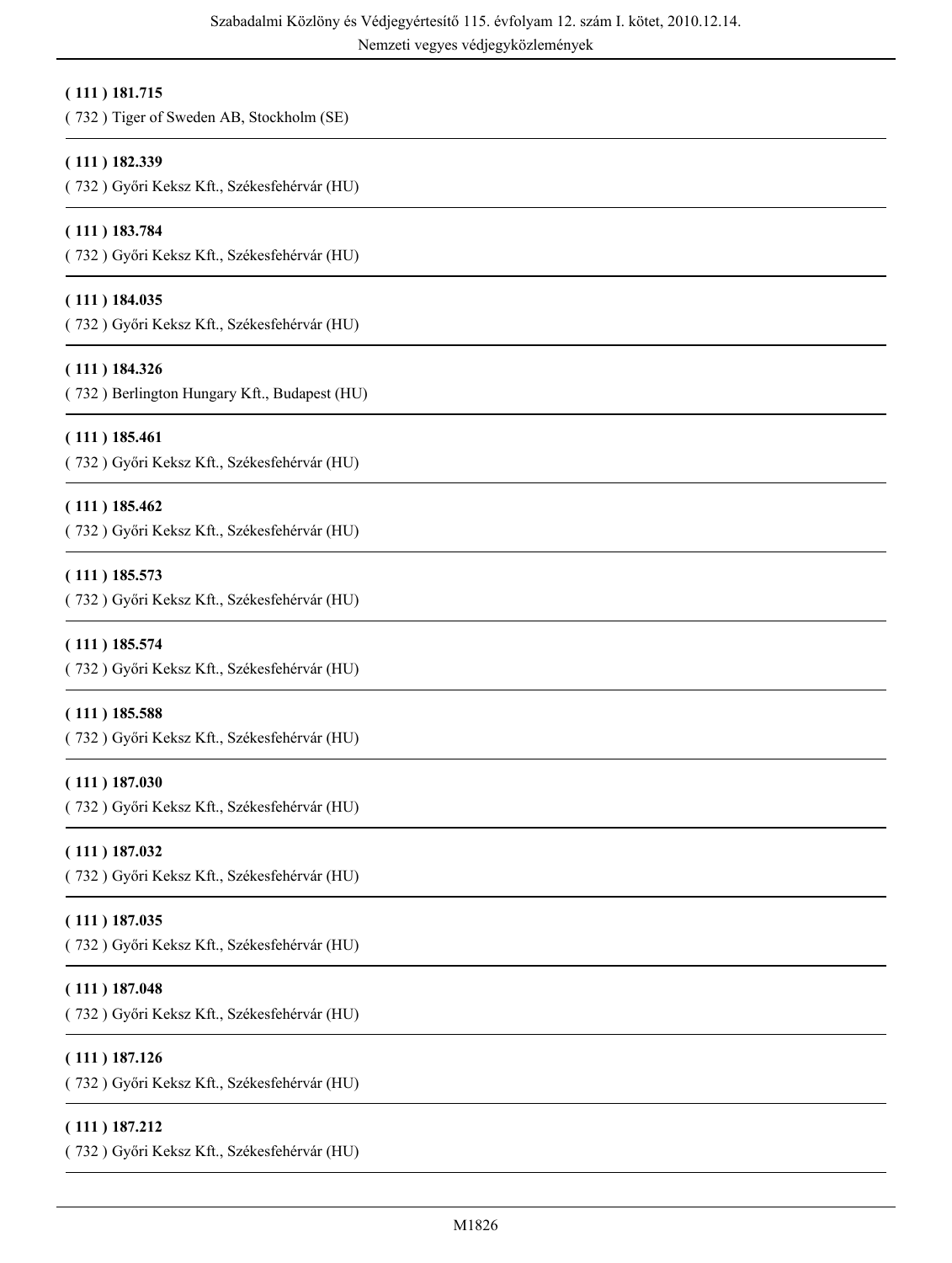**( 111 ) 181.715**
( 732 ) Tiger of Sweden AB, Stockholm (SE)

---

**( 111 ) 182.339**
( 732 ) Győri Keksz Kft., Székesfehérvár (HU)

---

**( 111 ) 183.784**
( 732 ) Győri Keksz Kft., Székesfehérvár (HU)

---

**( 111 ) 184.035**
( 732 ) Győri Keksz Kft., Székesfehérvár (HU)

---

**( 111 ) 184.326**
( 732 ) Berlington Hungary Kft., Budapest (HU)

---

**( 111 ) 185.461**
( 732 ) Győri Keksz Kft., Székesfehérvár (HU)

---

**( 111 ) 185.462**
( 732 ) Győri Keksz Kft., Székesfehérvár (HU)

---

**( 111 ) 185.573**
( 732 ) Győri Keksz Kft., Székesfehérvár (HU)

---

**( 111 ) 185.574**
( 732 ) Győri Keksz Kft., Székesfehérvár (HU)

---

**( 111 ) 185.588**
( 732 ) Győri Keksz Kft., Székesfehérvár (HU)

---

**( 111 ) 187.030**
( 732 ) Győri Keksz Kft., Székesfehérvár (HU)

---

**( 111 ) 187.032**
( 732 ) Győri Keksz Kft., Székesfehérvár (HU)

---

**( 111 ) 187.035**
( 732 ) Győri Keksz Kft., Székesfehérvár (HU)

---

**( 111 ) 187.048**
( 732 ) Győri Keksz Kft., Székesfehérvár (HU)

---

**( 111 ) 187.126**
( 732 ) Győri Keksz Kft., Székesfehérvár (HU)

---

**( 111 ) 187.212**
( 732 ) Győri Keksz Kft., Székesfehérvár (HU)

---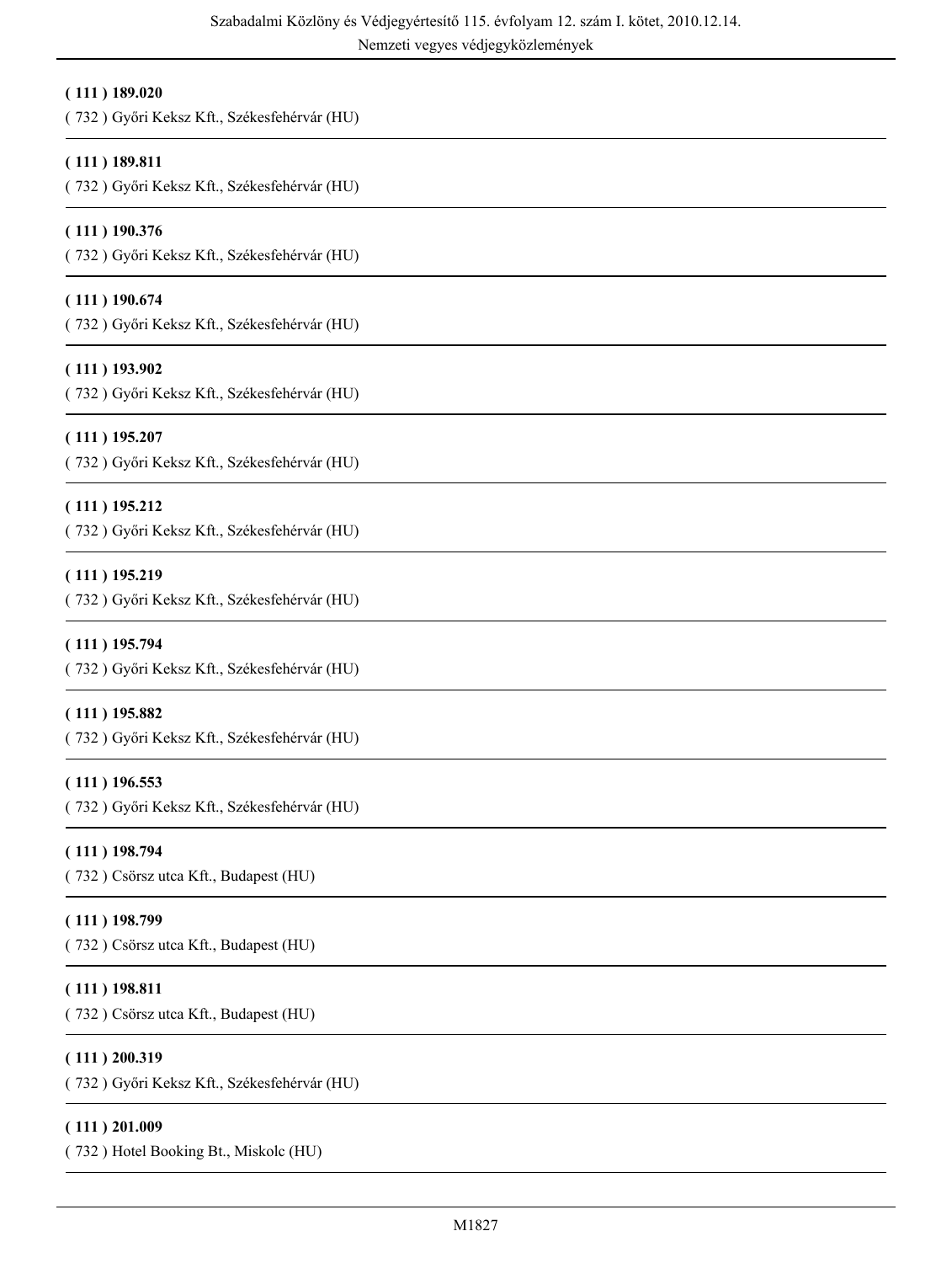**( 111 ) 189.020**

( 732 ) Győri Keksz Kft., Székesfehérvár (HU)

---

**( 111 ) 189.811**

( 732 ) Győri Keksz Kft., Székesfehérvár (HU)

---

**( 111 ) 190.376**

( 732 ) Győri Keksz Kft., Székesfehérvár (HU)

---

**( 111 ) 190.674**

( 732 ) Győri Keksz Kft., Székesfehérvár (HU)

---

**( 111 ) 193.902**

( 732 ) Győri Keksz Kft., Székesfehérvár (HU)

---

**( 111 ) 195.207**

( 732 ) Győri Keksz Kft., Székesfehérvár (HU)

---

**( 111 ) 195.212**

( 732 ) Győri Keksz Kft., Székesfehérvár (HU)

---

**( 111 ) 195.219**

( 732 ) Győri Keksz Kft., Székesfehérvár (HU)

---

**( 111 ) 195.794**

( 732 ) Győri Keksz Kft., Székesfehérvár (HU)

---

**( 111 ) 195.882**

( 732 ) Győri Keksz Kft., Székesfehérvár (HU)

---

**( 111 ) 196.553**

( 732 ) Győri Keksz Kft., Székesfehérvár (HU)

---

**( 111 ) 198.794**

( 732 ) Csörsz utca Kft., Budapest (HU)

---

**( 111 ) 198.799**

( 732 ) Csörsz utca Kft., Budapest (HU)

---

**( 111 ) 198.811**

( 732 ) Csörsz utca Kft., Budapest (HU)

---

**( 111 ) 200.319**

( 732 ) Győri Keksz Kft., Székesfehérvár (HU)

---

**( 111 ) 201.009**

( 732 ) Hotel Booking Bt., Miskolc (HU)

---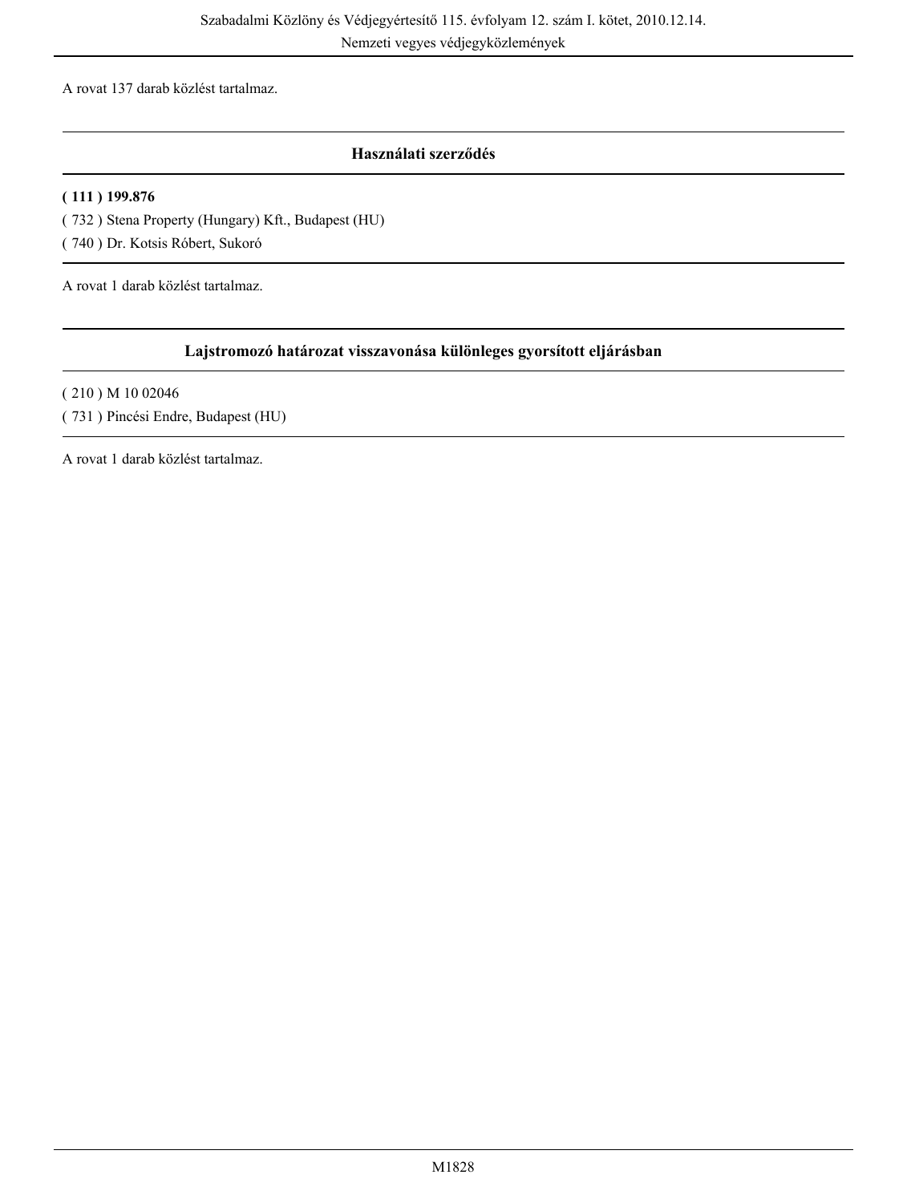A rovat 137 darab közlést tartalmaz.

## Használati szerződés

**( 111 ) 199.876**

( 732 ) Stena Property (Hungary) Kft., Budapest (HU)

( 740 ) Dr. Kotsis Róbert, Sukoró

A rovat 1 darab közlést tartalmaz.

## Lajstromozó határozat visszavonása különleges gyorsított eljárásban

( 210 ) M 10 02046

( 731 ) Pincési Endre, Budapest (HU)

A rovat 1 darab közlést tartalmaz.